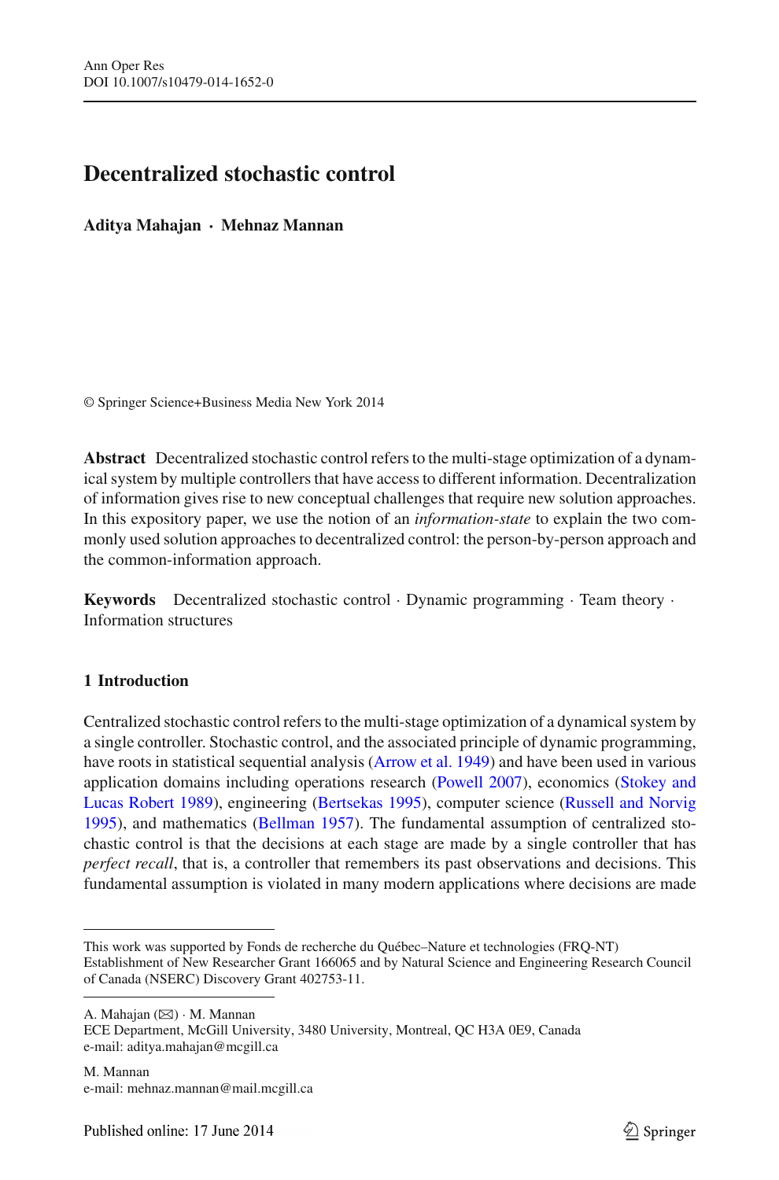# Decentralized stochastic control

**Aditya Mahajan · Mehnaz Mannan**

© Springer Science+Business Media New York 2014

**Abstract** Decentralized stochastic control refers to the multi-stage optimization of a dynamical system by multiple controllers that have access to different information. Decentralization of information gives rise to new conceptual challenges that require new solution approaches. In this expository paper, we use the notion of an *information-state* to explain the two commonly used solution approaches to decentralized control: the person-by-person approach and the common-information approach.

**Keywords** Decentralized stochastic control · Dynamic programming · Team theory · Information structures

## 1 Introduction

Centralized stochastic control refers to the multi-stage optimization of a dynamical system by a single controller. Stochastic control, and the associated principle of dynamic programming, have roots in statistical sequential analysis (Arrow et al. 1949) and have been used in various application domains including operations research (Powell 2007), economics (Stokey and Lucas Robert 1989), engineering (Bertsekas 1995), computer science (Russell and Norvig 1995), and mathematics (Bellman 1957). The fundamental assumption of centralized stochastic control is that the decisions at each stage are made by a single controller that has *perfect recall*, that is, a controller that remembers its past observations and decisions. This fundamental assumption is violated in many modern applications where decisions are made

---

This work was supported by Fonds de recherche du Québec–Nature et technologies (FRQ-NT) Establishment of New Researcher Grant 166065 and by Natural Science and Engineering Research Council of Canada (NSERC) Discovery Grant 402753-11.

A. Mahajan (✉) · M. Mannan
ECE Department, McGill University, 3480 University, Montreal, QC H3A 0E9, Canada
e-mail: aditya.mahajan@mcgill.ca

M. Mannan
e-mail: mehnaz.mannan@mail.mcgill.ca

Published online: 17 June 2014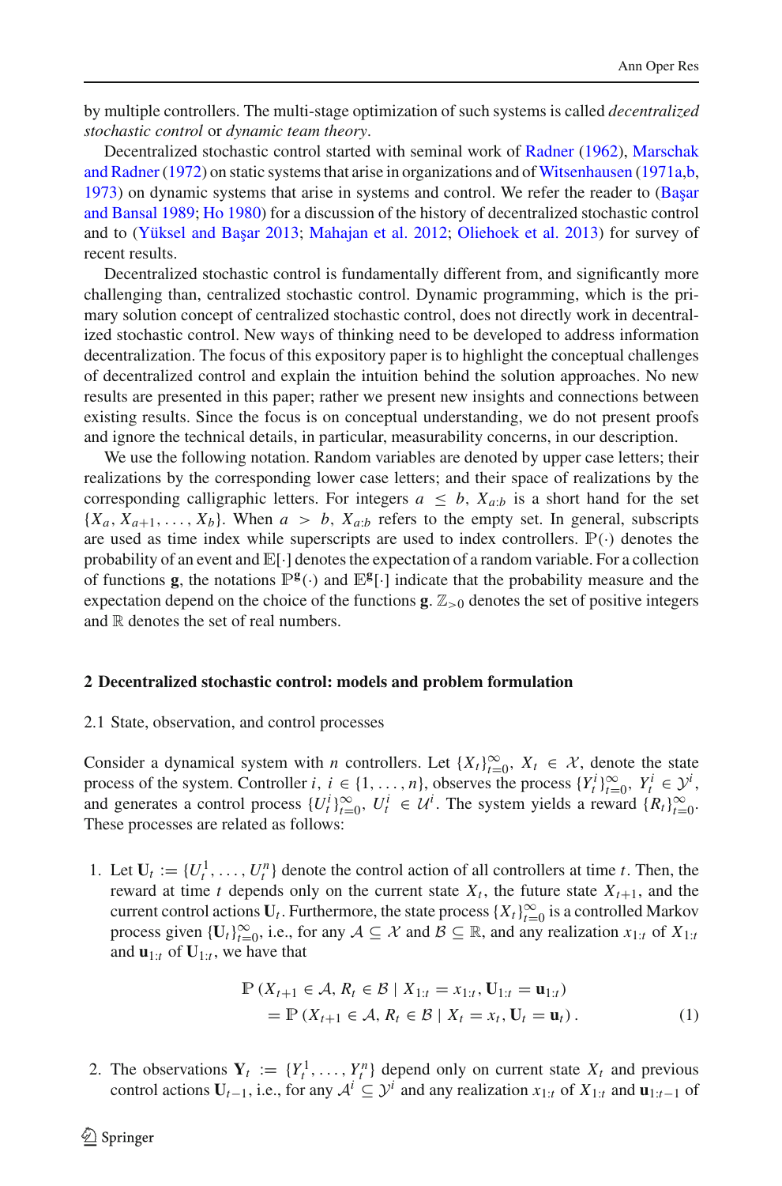by multiple controllers. The multi-stage optimization of such systems is called *decentralized stochastic control* or *dynamic team theory*.

Decentralized stochastic control started with seminal work of Radner (1962), Marschak and Radner (1972) on static systems that arise in organizations and of Witsenhausen (1971a,b, 1973) on dynamic systems that arise in systems and control. We refer the reader to (Başar and Bansal 1989; Ho 1980) for a discussion of the history of decentralized stochastic control and to (Yüksel and Başar 2013; Mahajan et al. 2012; Oliehoek et al. 2013) for survey of recent results.

Decentralized stochastic control is fundamentally different from, and significantly more challenging than, centralized stochastic control. Dynamic programming, which is the primary solution concept of centralized stochastic control, does not directly work in decentralized stochastic control. New ways of thinking need to be developed to address information decentralization. The focus of this expository paper is to highlight the conceptual challenges of decentralized control and explain the intuition behind the solution approaches. No new results are presented in this paper; rather we present new insights and connections between existing results. Since the focus is on conceptual understanding, we do not present proofs and ignore the technical details, in particular, measurability concerns, in our description.

We use the following notation. Random variables are denoted by upper case letters; their realizations by the corresponding lower case letters; and their space of realizations by the corresponding calligraphic letters. For integers $a \le b$, $X_{a:b}$ is a short hand for the set $\{X_a, X_{a+1}, \dots, X_b\}$. When $a > b$, $X_{a:b}$ refers to the empty set. In general, subscripts are used as time index while superscripts are used to index controllers. $\mathbb{P}(\cdot)$ denotes the probability of an event and $\mathbb{E}[\cdot]$ denotes the expectation of a random variable. For a collection of functions $\mathbf{g}$, the notations $\mathbb{P}^{\mathbf{g}}(\cdot)$ and $\mathbb{E}^{\mathbf{g}}[\cdot]$ indicate that the probability measure and the expectation depend on the choice of the functions $\mathbf{g}$. $\mathbb{Z}_{>0}$ denotes the set of positive integers and $\mathbb{R}$ denotes the set of real numbers.

## 2 Decentralized stochastic control: models and problem formulation

### 2.1 State, observation, and control processes

Consider a dynamical system with $n$ controllers. Let $\{X_t\}_{t=0}^{\infty}$, $X_t \in \mathcal{X}$, denote the state process of the system. Controller $i$, $i \in \{1, \dots, n\}$, observes the process $\{Y_t^i\}_{t=0}^{\infty}$, $Y_t^i \in \mathcal{Y}^i$, and generates a control process $\{U_t^i\}_{t=0}^{\infty}$, $U_t^i \in \mathcal{U}^i$. The system yields a reward $\{R_t\}_{t=0}^{\infty}$. These processes are related as follows:

1. Let $\mathbf{U}_t := \{U_t^1, \dots, U_t^n\}$ denote the control action of all controllers at time $t$. Then, the reward at time $t$ depends only on the current state $X_t$, the future state $X_{t+1}$, and the current control actions $\mathbf{U}_t$. Furthermore, the state process $\{X_t\}_{t=0}^{\infty}$ is a controlled Markov process given $\{\mathbf{U}_t\}_{t=0}^{\infty}$, i.e., for any $\mathcal{A} \subseteq \mathcal{X}$ and $\mathcal{B} \subseteq \mathbb{R}$, and any realization $x_{1:t}$ of $X_{1:t}$ and $\mathbf{u}_{1:t}$ of $\mathbf{U}_{1:t}$, we have that

$$
\begin{aligned}
&\mathbb{P}\left(X_{t+1} \in \mathcal{A}, R_t \in \mathcal{B} \mid X_{1:t} = x_{1:t}, \mathbf{U}_{1:t} = \mathbf{u}_{1:t}\right) \\
&\quad = \mathbb{P}\left(X_{t+1} \in \mathcal{A}, R_t \in \mathcal{B} \mid X_t = x_t, \mathbf{U}_t = \mathbf{u}_t\right). \qquad (1)
\end{aligned}
$$

2. The observations $\mathbf{Y}_t := \{Y_t^1, \dots, Y_t^n\}$ depend only on current state $X_t$ and previous control actions $\mathbf{U}_{t-1}$, i.e., for any $\mathcal{A}^i \subseteq \mathcal{Y}^i$ and any realization $x_{1:t}$ of $X_{1:t}$ and $\mathbf{u}_{1:t-1}$ of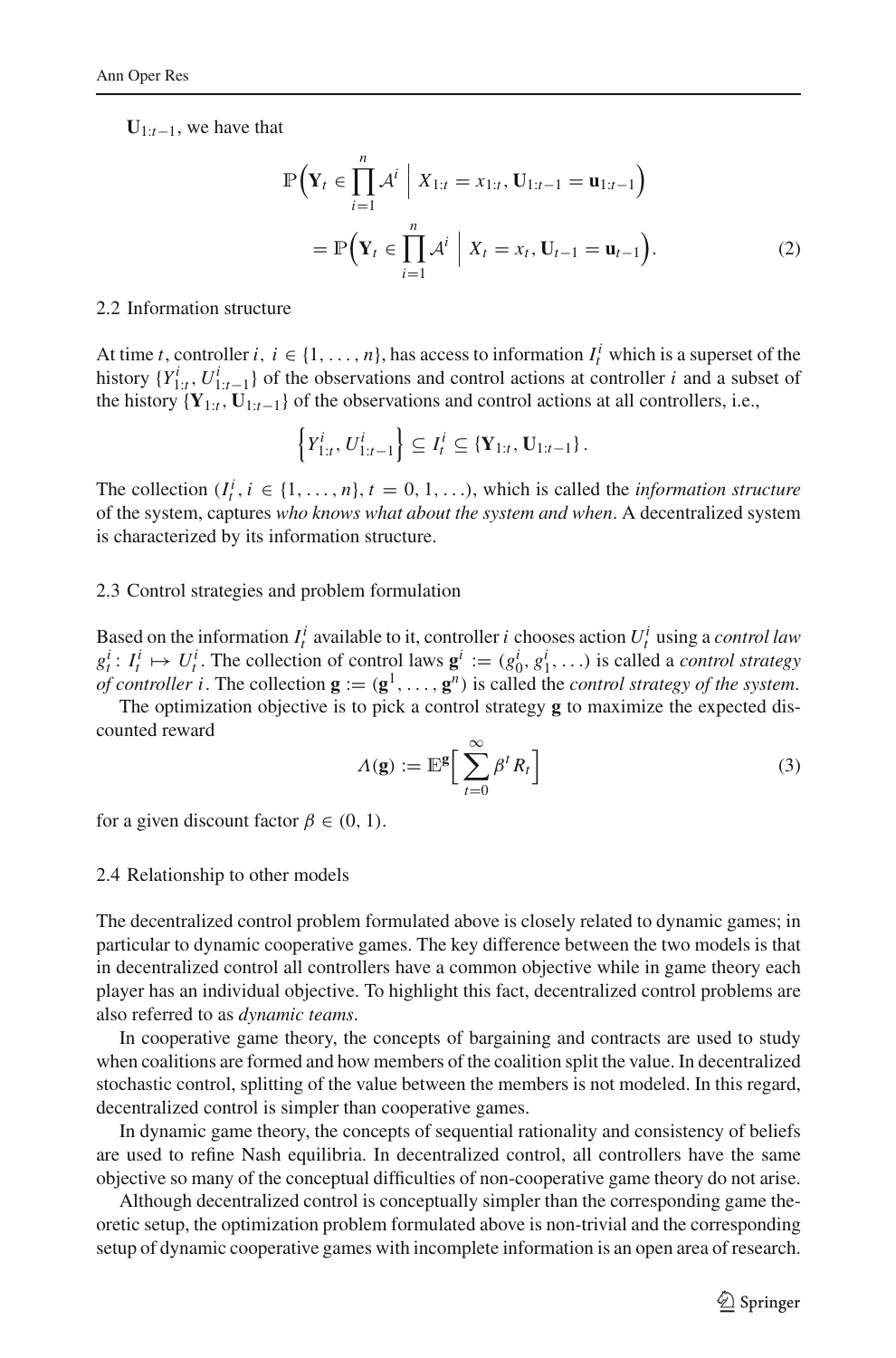$\mathbf{U}_{1:t-1}$, we have that

$$
\begin{aligned}
&\mathbb{P}\Big(\mathbf{Y}_t \in \prod_{i=1}^{n} \mathcal{A}^i \;\Big|\; X_{1:t} = x_{1:t}, \mathbf{U}_{1:t-1} = \mathbf{u}_{1:t-1}\Big) \\
&\quad = \mathbb{P}\Big(\mathbf{Y}_t \in \prod_{i=1}^{n} \mathcal{A}^i \;\Big|\; X_t = x_t, \mathbf{U}_{t-1} = \mathbf{u}_{t-1}\Big).
\end{aligned} \tag{2}
$$

### 2.2 Information structure

At time $t$, controller $i$, $i \in \{1, \ldots, n\}$, has access to information $I_t^i$ which is a superset of the history $\{Y_{1:t}^i, U_{1:t-1}^i\}$ of the observations and control actions at controller $i$ and a subset of the history $\{\mathbf{Y}_{1:t}, \mathbf{U}_{1:t-1}\}$ of the observations and control actions at all controllers, i.e.,

$$
\left\{Y_{1:t}^i, U_{1:t-1}^i\right\} \subseteq I_t^i \subseteq \{\mathbf{Y}_{1:t}, \mathbf{U}_{1:t-1}\}.
$$

The collection $(I_t^i, i \in \{1, \ldots, n\}, t = 0, 1, \ldots)$, which is called the *information structure* of the system, captures *who knows what about the system and when*. A decentralized system is characterized by its information structure.

### 2.3 Control strategies and problem formulation

Based on the information $I_t^i$ available to it, controller $i$ chooses action $U_t^i$ using a *control law* $g_t^i \colon I_t^i \mapsto U_t^i$. The collection of control laws $\mathbf{g}^i := (g_0^i, g_1^i, \ldots)$ is called a *control strategy of controller* $i$. The collection $\mathbf{g} := (\mathbf{g}^1, \ldots, \mathbf{g}^n)$ is called the *control strategy of the system*.

The optimization objective is to pick a control strategy $\mathbf{g}$ to maximize the expected discounted reward

$$
\Lambda(\mathbf{g}) := \mathbb{E}^{\mathbf{g}}\Big[\sum_{t=0}^{\infty} \beta^t R_t\Big] \tag{3}
$$

for a given discount factor $\beta \in (0, 1)$.

### 2.4 Relationship to other models

The decentralized control problem formulated above is closely related to dynamic games; in particular to dynamic cooperative games. The key difference between the two models is that in decentralized control all controllers have a common objective while in game theory each player has an individual objective. To highlight this fact, decentralized control problems are also referred to as *dynamic teams*.

In cooperative game theory, the concepts of bargaining and contracts are used to study when coalitions are formed and how members of the coalition split the value. In decentralized stochastic control, splitting of the value between the members is not modeled. In this regard, decentralized control is simpler than cooperative games.

In dynamic game theory, the concepts of sequential rationality and consistency of beliefs are used to refine Nash equilibria. In decentralized control, all controllers have the same objective so many of the conceptual difficulties of non-cooperative game theory do not arise.

Although decentralized control is conceptually simpler than the corresponding game theoretic setup, the optimization problem formulated above is non-trivial and the corresponding setup of dynamic cooperative games with incomplete information is an open area of research.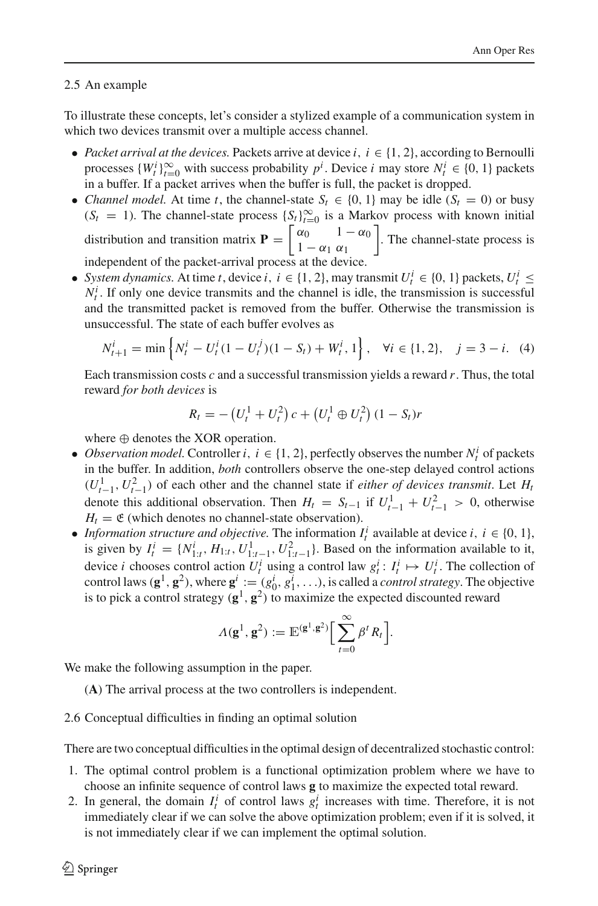### 2.5 An example

To illustrate these concepts, let's consider a stylized example of a communication system in which two devices transmit over a multiple access channel.

- *Packet arrival at the devices.* Packets arrive at device $i$, $i \in \{1, 2\}$, according to Bernoulli processes $\{W_t^i\}_{t=0}^{\infty}$ with success probability $p^i$. Device $i$ may store $N_t^i \in \{0, 1\}$ packets in a buffer. If a packet arrives when the buffer is full, the packet is dropped.
- *Channel model.* At time $t$, the channel-state $S_t \in \{0, 1\}$ may be idle ($S_t = 0$) or busy ($S_t = 1$). The channel-state process $\{S_t\}_{t=0}^{\infty}$ is a Markov process with known initial distribution and transition matrix $\mathbf{P} = \begin{bmatrix} \alpha_0 & 1-\alpha_0 \\ 1-\alpha_1 & \alpha_1 \end{bmatrix}$. The channel-state process is independent of the packet-arrival process at the device.
- *System dynamics.* At time $t$, device $i$, $i \in \{1, 2\}$, may transmit $U_t^i \in \{0, 1\}$ packets, $U_t^i \leq N_t^i$. If only one device transmits and the channel is idle, the transmission is successful and the transmitted packet is removed from the buffer. Otherwise the transmission is unsuccessful. The state of each buffer evolves as

$$N_{t+1}^i = \min\left\{N_t^i - U_t^i(1 - U_t^j)(1 - S_t) + W_t^i, 1\right\}, \quad \forall i \in \{1, 2\}, \quad j = 3 - i. \quad (4)$$

  Each transmission costs $c$ and a successful transmission yields a reward $r$. Thus, the total reward *for both devices* is

$$R_t = -\left(U_t^1 + U_t^2\right)c + \left(U_t^1 \oplus U_t^2\right)(1 - S_t)r$$

  where $\oplus$ denotes the XOR operation.
- *Observation model.* Controller $i$, $i \in \{1, 2\}$, perfectly observes the number $N_t^i$ of packets in the buffer. In addition, *both* controllers observe the one-step delayed control actions $(U_{t-1}^1, U_{t-1}^2)$ of each other and the channel state if *either of devices transmit*. Let $H_t$ denote this additional observation. Then $H_t = S_{t-1}$ if $U_{t-1}^1 + U_{t-1}^2 > 0$, otherwise $H_t = \mathfrak{E}$ (which denotes no channel-state observation).
- *Information structure and objective.* The information $I_t^i$ available at device $i$, $i \in \{0, 1\}$, is given by $I_t^i = \{N_{1:t}^i, H_{1:t}, U_{1:t-1}^1, U_{1:t-1}^2\}$. Based on the information available to it, device $i$ chooses control action $U_t^i$ using a control law $g_t^i : I_t^i \mapsto U_t^i$. The collection of control laws $(\mathbf{g}^1, \mathbf{g}^2)$, where $\mathbf{g}^i := (g_0^i, g_1^i, \ldots)$, is called a *control strategy*. The objective is to pick a control strategy $(\mathbf{g}^1, \mathbf{g}^2)$ to maximize the expected discounted reward

$$\Lambda(\mathbf{g}^1, \mathbf{g}^2) := \mathbb{E}^{(\mathbf{g}^1, \mathbf{g}^2)}\Big[\sum_{t=0}^{\infty} \beta^t R_t\Big].$$

We make the following assumption in the paper.

(**A**) The arrival process at the two controllers is independent.

### 2.6 Conceptual difficulties in finding an optimal solution

There are two conceptual difficulties in the optimal design of decentralized stochastic control:

1. The optimal control problem is a functional optimization problem where we have to choose an infinite sequence of control laws $\mathbf{g}$ to maximize the expected total reward.
2. In general, the domain $I_t^i$ of control laws $g_t^i$ increases with time. Therefore, it is not immediately clear if we can solve the above optimization problem; even if it is solved, it is not immediately clear if we can implement the optimal solution.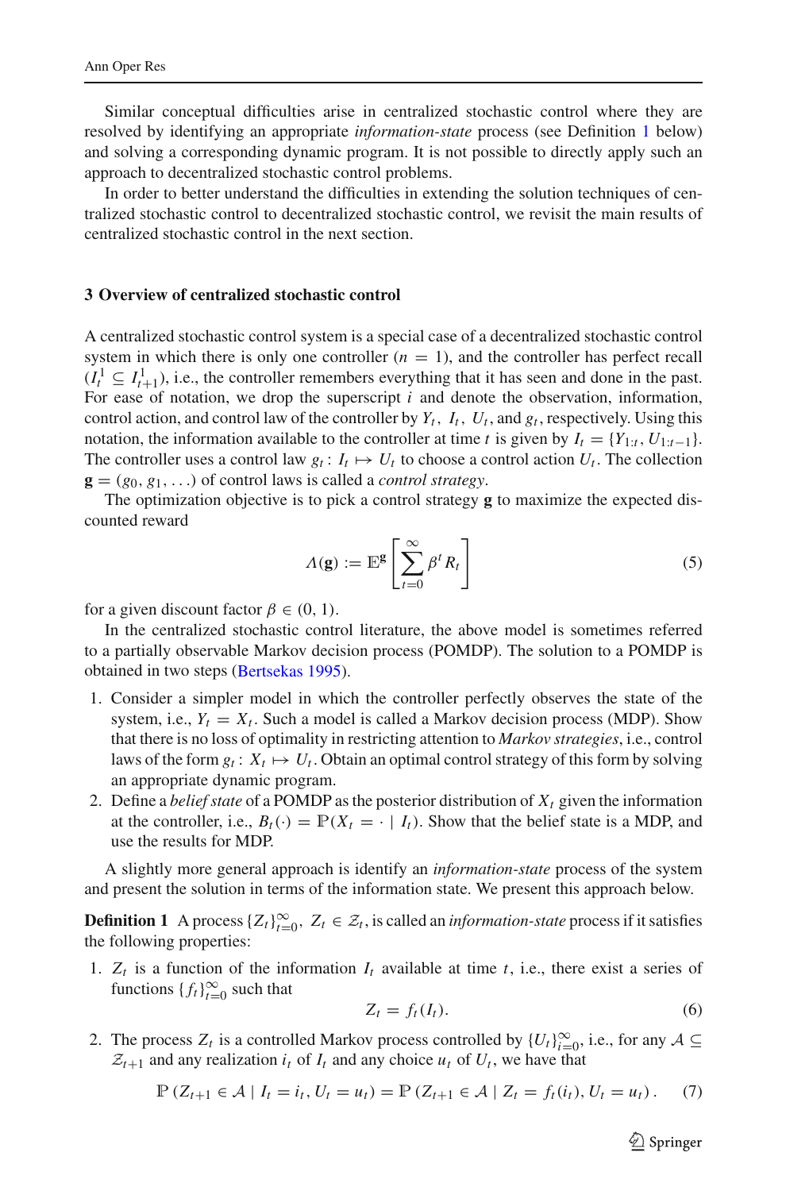Similar conceptual difficulties arise in centralized stochastic control where they are resolved by identifying an appropriate *information-state* process (see Definition 1 below) and solving a corresponding dynamic program. It is not possible to directly apply such an approach to decentralized stochastic control problems.

In order to better understand the difficulties in extending the solution techniques of centralized stochastic control to decentralized stochastic control, we revisit the main results of centralized stochastic control in the next section.

## 3 Overview of centralized stochastic control

A centralized stochastic control system is a special case of a decentralized stochastic control system in which there is only one controller ($n = 1$), and the controller has perfect recall ($I_t^1 \subseteq I_{t+1}^1$), i.e., the controller remembers everything that it has seen and done in the past. For ease of notation, we drop the superscript $i$ and denote the observation, information, control action, and control law of the controller by $Y_t$, $I_t$, $U_t$, and $g_t$, respectively. Using this notation, the information available to the controller at time $t$ is given by $I_t = \{Y_{1:t}, U_{1:t-1}\}$. The controller uses a control law $g_t : I_t \mapsto U_t$ to choose a control action $U_t$. The collection $\mathbf{g} = (g_0, g_1, \ldots)$ of control laws is called a *control strategy*.

The optimization objective is to pick a control strategy $\mathbf{g}$ to maximize the expected discounted reward

$$\Lambda(\mathbf{g}) := \mathbb{E}^{\mathbf{g}}\left[\sum_{t=0}^{\infty} \beta^t R_t\right] \tag{5}$$

for a given discount factor $\beta \in (0, 1)$.

In the centralized stochastic control literature, the above model is sometimes referred to a partially observable Markov decision process (POMDP). The solution to a POMDP is obtained in two steps (Bertsekas 1995).

1. Consider a simpler model in which the controller perfectly observes the state of the system, i.e., $Y_t = X_t$. Such a model is called a Markov decision process (MDP). Show that there is no loss of optimality in restricting attention to *Markov strategies*, i.e., control laws of the form $g_t : X_t \mapsto U_t$. Obtain an optimal control strategy of this form by solving an appropriate dynamic program.
2. Define a *belief state* of a POMDP as the posterior distribution of $X_t$ given the information at the controller, i.e., $B_t(\cdot) = \mathbb{P}(X_t = \cdot \mid I_t)$. Show that the belief state is a MDP, and use the results for MDP.

A slightly more general approach is identify an *information-state* process of the system and present the solution in terms of the information state. We present this approach below.

**Definition 1** A process $\{Z_t\}_{t=0}^{\infty}$, $Z_t \in \mathcal{Z}_t$, is called an *information-state* process if it satisfies the following properties:

1. $Z_t$ is a function of the information $I_t$ available at time $t$, i.e., there exist a series of functions $\{f_t\}_{t=0}^{\infty}$ such that
$$Z_t = f_t(I_t). \tag{6}$$
2. The process $Z_t$ is a controlled Markov process controlled by $\{U_t\}_{t=0}^{\infty}$, i.e., for any $\mathcal{A} \subseteq \mathcal{Z}_{t+1}$ and any realization $i_t$ of $I_t$ and any choice $u_t$ of $U_t$, we have that
$$\mathbb{P}\left(Z_{t+1} \in \mathcal{A} \mid I_t = i_t, U_t = u_t\right) = \mathbb{P}\left(Z_{t+1} \in \mathcal{A} \mid Z_t = f_t(i_t), U_t = u_t\right). \tag{7}$$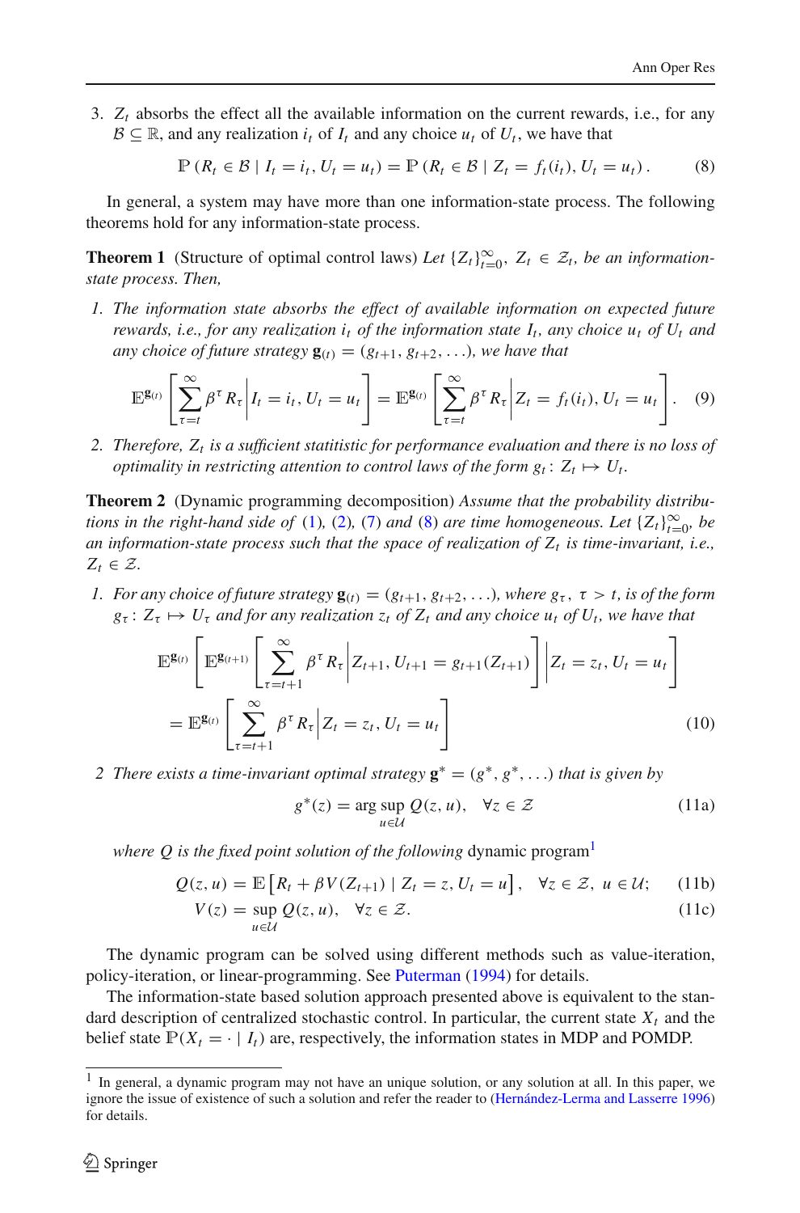3. $Z_t$ absorbs the effect all the available information on the current rewards, i.e., for any $\mathcal{B} \subseteq \mathbb{R}$, and any realization $i_t$ of $I_t$ and any choice $u_t$ of $U_t$, we have that

$$\mathbb{P}\left(R_t \in \mathcal{B} \mid I_t = i_t, U_t = u_t\right) = \mathbb{P}\left(R_t \in \mathcal{B} \mid Z_t = f_t(i_t), U_t = u_t\right). \tag{8}$$

In general, a system may have more than one information-state process. The following theorems hold for any information-state process.

**Theorem 1** (Structure of optimal control laws) *Let $\{Z_t\}_{t=0}^{\infty}$, $Z_t \in \mathcal{Z}_t$, be an information-state process. Then,*

1. *The information state absorbs the effect of available information on expected future rewards, i.e., for any realization $i_t$ of the information state $I_t$, any choice $u_t$ of $U_t$ and any choice of future strategy $\mathbf{g}_{(t)} = (g_{t+1}, g_{t+2}, \ldots)$, we have that*

$$\mathbb{E}^{\mathbf{g}_{(t)}}\left[\sum_{\tau=t}^{\infty} \beta^{\tau} R_{\tau} \middle| I_t = i_t, U_t = u_t\right] = \mathbb{E}^{\mathbf{g}_{(t)}}\left[\sum_{\tau=t}^{\infty} \beta^{\tau} R_{\tau} \middle| Z_t = f_t(i_t), U_t = u_t\right]. \tag{9}$$

2. *Therefore, $Z_t$ is a sufficient statitistic for performance evaluation and there is no loss of optimality in restricting attention to control laws of the form $g_t \colon Z_t \mapsto U_t$.*

**Theorem 2** (Dynamic programming decomposition) *Assume that the probability distributions in the right-hand side of (1), (2), (7) and (8) are time homogeneous. Let $\{Z_t\}_{t=0}^{\infty}$, be an information-state process such that the space of realization of $Z_t$ is time-invariant, i.e., $Z_t \in \mathcal{Z}$.*

1. *For any choice of future strategy $\mathbf{g}_{(t)} = (g_{t+1}, g_{t+2}, \ldots)$, where $g_\tau$, $\tau > t$, is of the form $g_\tau \colon Z_\tau \mapsto U_\tau$ and for any realization $z_t$ of $Z_t$ and any choice $u_t$ of $U_t$, we have that*

$$\begin{aligned}
&\mathbb{E}^{\mathbf{g}_{(t)}}\left[\mathbb{E}^{\mathbf{g}_{(t+1)}}\left[\sum_{\tau=t+1}^{\infty} \beta^{\tau} R_{\tau} \middle| Z_{t+1}, U_{t+1} = g_{t+1}(Z_{t+1})\right] \middle| Z_t = z_t, U_t = u_t\right] \\
&= \mathbb{E}^{\mathbf{g}_{(t)}}\left[\sum_{\tau=t+1}^{\infty} \beta^{\tau} R_{\tau} \middle| Z_t = z_t, U_t = u_t\right]
\end{aligned} \tag{10}$$

2 *There exists a time-invariant optimal strategy $\mathbf{g}^* = (g^*, g^*, \ldots)$ that is given by*

$$g^*(z) = \arg\sup_{u \in \mathcal{U}} Q(z, u), \quad \forall z \in \mathcal{Z} \tag{11a}$$

*where $Q$ is the fixed point solution of the following* dynamic program[1]

$$Q(z, u) = \mathbb{E}\left[R_t + \beta V(Z_{t+1}) \mid Z_t = z, U_t = u\right], \quad \forall z \in \mathcal{Z}, \; u \in \mathcal{U}; \tag{11b}$$

$$V(z) = \sup_{u \in \mathcal{U}} Q(z, u), \quad \forall z \in \mathcal{Z}. \tag{11c}$$

The dynamic program can be solved using different methods such as value-iteration, policy-iteration, or linear-programming. See Puterman (1994) for details.

The information-state based solution approach presented above is equivalent to the standard description of centralized stochastic control. In particular, the current state $X_t$ and the belief state $\mathbb{P}(X_t = \cdot \mid I_t)$ are, respectively, the information states in MDP and POMDP.

[1] In general, a dynamic program may not have an unique solution, or any solution at all. In this paper, we ignore the issue of existence of such a solution and refer the reader to (Hernández-Lerma and Lasserre 1996) for details.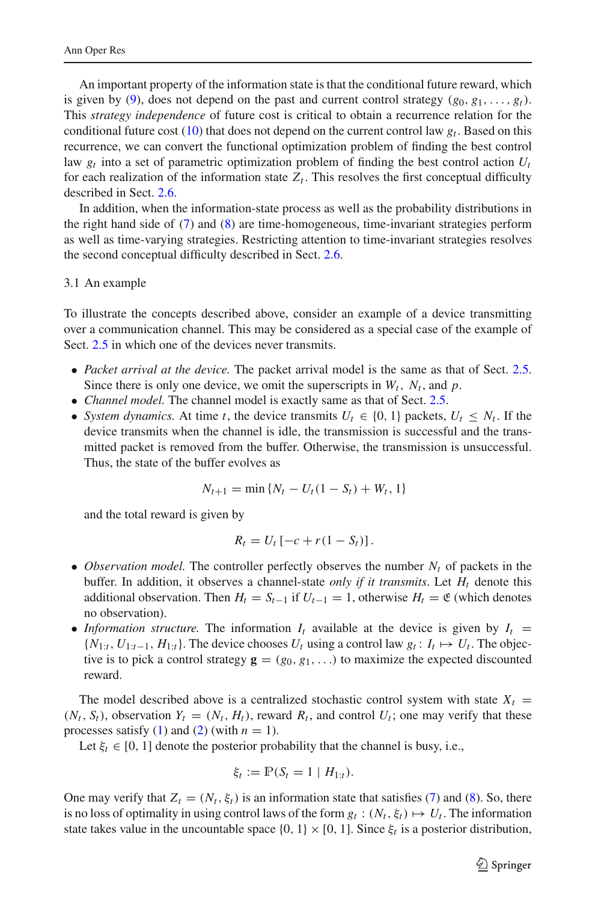An important property of the information state is that the conditional future reward, which is given by (9), does not depend on the past and current control strategy $(g_0, g_1, \ldots, g_t)$. This *strategy independence* of future cost is critical to obtain a recurrence relation for the conditional future cost (10) that does not depend on the current control law $g_t$. Based on this recurrence, we can convert the functional optimization problem of finding the best control law $g_t$ into a set of parametric optimization problem of finding the best control action $U_t$ for each realization of the information state $Z_t$. This resolves the first conceptual difficulty described in Sect. 2.6.

In addition, when the information-state process as well as the probability distributions in the right hand side of (7) and (8) are time-homogeneous, time-invariant strategies perform as well as time-varying strategies. Restricting attention to time-invariant strategies resolves the second conceptual difficulty described in Sect. 2.6.

### 3.1 An example

To illustrate the concepts described above, consider an example of a device transmitting over a communication channel. This may be considered as a special case of the example of Sect. 2.5 in which one of the devices never transmits.

- *Packet arrival at the device.* The packet arrival model is the same as that of Sect. 2.5. Since there is only one device, we omit the superscripts in $W_t$, $N_t$, and $p$.
- *Channel model.* The channel model is exactly same as that of Sect. 2.5.
- *System dynamics.* At time $t$, the device transmits $U_t \in \{0, 1\}$ packets, $U_t \leq N_t$. If the device transmits when the channel is idle, the transmission is successful and the transmitted packet is removed from the buffer. Otherwise, the transmission is unsuccessful. Thus, the state of the buffer evolves as

$$N_{t+1} = \min\{N_t - U_t(1 - S_t) + W_t, 1\}$$

  and the total reward is given by

$$R_t = U_t\left[-c + r(1 - S_t)\right].$$

- *Observation model.* The controller perfectly observes the number $N_t$ of packets in the buffer. In addition, it observes a channel-state *only if it transmits*. Let $H_t$ denote this additional observation. Then $H_t = S_{t-1}$ if $U_{t-1} = 1$, otherwise $H_t = \mathfrak{E}$ (which denotes no observation).
- *Information structure.* The information $I_t$ available at the device is given by $I_t = \{N_{1:t}, U_{1:t-1}, H_{1:t}\}$. The device chooses $U_t$ using a control law $g_t : I_t \mapsto U_t$. The objective is to pick a control strategy $\mathbf{g} = (g_0, g_1, \ldots)$ to maximize the expected discounted reward.

The model described above is a centralized stochastic control system with state $X_t = (N_t, S_t)$, observation $Y_t = (N_t, H_t)$, reward $R_t$, and control $U_t$; one may verify that these processes satisfy (1) and (2) (with $n = 1$).

Let $\xi_t \in [0, 1]$ denote the posterior probability that the channel is busy, i.e.,

$$\xi_t := \mathbb{P}(S_t = 1 \mid H_{1:t}).$$

One may verify that $Z_t = (N_t, \xi_t)$ is an information state that satisfies (7) and (8). So, there is no loss of optimality in using control laws of the form $g_t : (N_t, \xi_t) \mapsto U_t$. The information state takes value in the uncountable space $\{0, 1\} \times [0, 1]$. Since $\xi_t$ is a posterior distribution,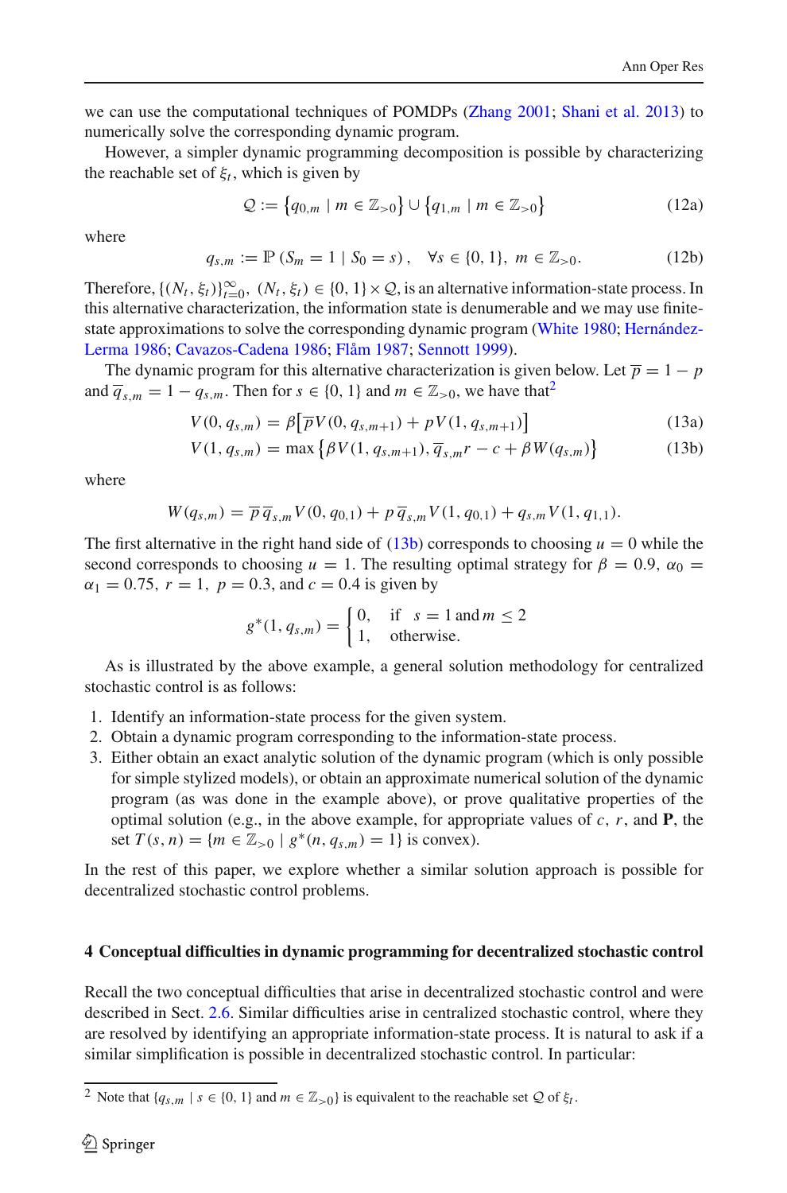we can use the computational techniques of POMDPs (Zhang 2001; Shani et al. 2013) to numerically solve the corresponding dynamic program.

However, a simpler dynamic programming decomposition is possible by characterizing the reachable set of $\xi_t$, which is given by

$$\mathcal{Q} := \{q_{0,m} \mid m \in \mathbb{Z}_{>0}\} \cup \{q_{1,m} \mid m \in \mathbb{Z}_{>0}\} \tag{12a}$$

where

$$q_{s,m} := \mathbb{P}(S_m = 1 \mid S_0 = s), \quad \forall s \in \{0, 1\},\ m \in \mathbb{Z}_{>0}. \tag{12b}$$

Therefore, $\{(N_t, \xi_t)\}_{t=0}^{\infty}$, $(N_t, \xi_t) \in \{0, 1\} \times \mathcal{Q}$, is an alternative information-state process. In this alternative characterization, the information state is denumerable and we may use finite-state approximations to solve the corresponding dynamic program (White 1980; Hernández-Lerma 1986; Cavazos-Cadena 1986; Flåm 1987; Sennott 1999).

The dynamic program for this alternative characterization is given below. Let $\overline{p} = 1 - p$ and $\overline{q}_{s,m} = 1 - q_{s,m}$. Then for $s \in \{0, 1\}$ and $m \in \mathbb{Z}_{>0}$, we have that[2]

$$V(0, q_{s,m}) = \beta\big[\overline{p}V(0, q_{s,m+1}) + pV(1, q_{s,m+1})\big] \tag{13a}$$

$$V(1, q_{s,m}) = \max\big\{\beta V(1, q_{s,m+1}), \overline{q}_{s,m}r - c + \beta W(q_{s,m})\big\} \tag{13b}$$

where

$$W(q_{s,m}) = \overline{p}\,\overline{q}_{s,m}V(0, q_{0,1}) + p\,\overline{q}_{s,m}V(1, q_{0,1}) + q_{s,m}V(1, q_{1,1}).$$

The first alternative in the right hand side of (13b) corresponds to choosing $u = 0$ while the second corresponds to choosing $u = 1$. The resulting optimal strategy for $\beta = 0.9$, $\alpha_0 = \alpha_1 = 0.75$, $r = 1$, $p = 0.3$, and $c = 0.4$ is given by

$$g^*(1, q_{s,m}) = \begin{cases} 0, & \text{if} \quad s = 1 \text{ and } m \le 2 \\ 1, & \text{otherwise.} \end{cases}$$

As is illustrated by the above example, a general solution methodology for centralized stochastic control is as follows:

1. Identify an information-state process for the given system.
2. Obtain a dynamic program corresponding to the information-state process.
3. Either obtain an exact analytic solution of the dynamic program (which is only possible for simple stylized models), or obtain an approximate numerical solution of the dynamic program (as was done in the example above), or prove qualitative properties of the optimal solution (e.g., in the above example, for appropriate values of $c$, $r$, and $\mathbf{P}$, the set $T(s, n) = \{m \in \mathbb{Z}_{>0} \mid g^*(n, q_{s,m}) = 1\}$ is convex).

In the rest of this paper, we explore whether a similar solution approach is possible for decentralized stochastic control problems.

## 4 Conceptual difficulties in dynamic programming for decentralized stochastic control

Recall the two conceptual difficulties that arise in decentralized stochastic control and were described in Sect. 2.6. Similar difficulties arise in centralized stochastic control, where they are resolved by identifying an appropriate information-state process. It is natural to ask if a similar simplification is possible in decentralized stochastic control. In particular:

[2] Note that $\{q_{s,m} \mid s \in \{0, 1\}$ and $m \in \mathbb{Z}_{>0}\}$ is equivalent to the reachable set $\mathcal{Q}$ of $\xi_t$.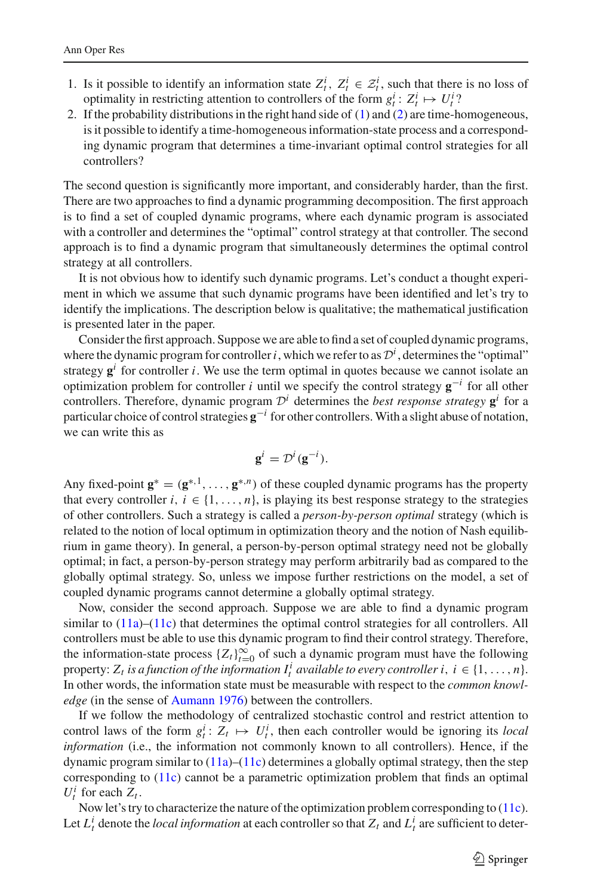1. Is it possible to identify an information state $Z_t^i$, $Z_t^i \in \mathcal{Z}_t^i$, such that there is no loss of optimality in restricting attention to controllers of the form $g_t^i : Z_t^i \mapsto U_t^i$?
2. If the probability distributions in the right hand side of (1) and (2) are time-homogeneous, is it possible to identify a time-homogeneous information-state process and a corresponding dynamic program that determines a time-invariant optimal control strategies for all controllers?

The second question is significantly more important, and considerably harder, than the first. There are two approaches to find a dynamic programming decomposition. The first approach is to find a set of coupled dynamic programs, where each dynamic program is associated with a controller and determines the "optimal" control strategy at that controller. The second approach is to find a dynamic program that simultaneously determines the optimal control strategy at all controllers.

It is not obvious how to identify such dynamic programs. Let's conduct a thought experiment in which we assume that such dynamic programs have been identified and let's try to identify the implications. The description below is qualitative; the mathematical justification is presented later in the paper.

Consider the first approach. Suppose we are able to find a set of coupled dynamic programs, where the dynamic program for controller $i$, which we refer to as $\mathcal{D}^i$, determines the "optimal" strategy $\mathbf{g}^i$ for controller $i$. We use the term optimal in quotes because we cannot isolate an optimization problem for controller $i$ until we specify the control strategy $\mathbf{g}^{-i}$ for all other controllers. Therefore, dynamic program $\mathcal{D}^i$ determines the *best response strategy* $\mathbf{g}^i$ for a particular choice of control strategies $\mathbf{g}^{-i}$ for other controllers. With a slight abuse of notation, we can write this as

$$\mathbf{g}^i = \mathcal{D}^i(\mathbf{g}^{-i}).$$

Any fixed-point $\mathbf{g}^* = (\mathbf{g}^{*,1}, \dots, \mathbf{g}^{*,n})$ of these coupled dynamic programs has the property that every controller $i$, $i \in \{1, \dots, n\}$, is playing its best response strategy to the strategies of other controllers. Such a strategy is called a *person-by-person optimal* strategy (which is related to the notion of local optimum in optimization theory and the notion of Nash equilibrium in game theory). In general, a person-by-person optimal strategy need not be globally optimal; in fact, a person-by-person strategy may perform arbitrarily bad as compared to the globally optimal strategy. So, unless we impose further restrictions on the model, a set of coupled dynamic programs cannot determine a globally optimal strategy.

Now, consider the second approach. Suppose we are able to find a dynamic program similar to (11a)–(11c) that determines the optimal control strategies for all controllers. All controllers must be able to use this dynamic program to find their control strategy. Therefore, the information-state process $\{Z_t\}_{t=0}^{\infty}$ of such a dynamic program must have the following property: *$Z_t$ is a function of the information $I_t^i$ available to every controller $i$, $i \in \{1, \dots, n\}$.* In other words, the information state must be measurable with respect to the *common knowledge* (in the sense of Aumann 1976) between the controllers.

If we follow the methodology of centralized stochastic control and restrict attention to control laws of the form $g_t^i : Z_t \mapsto U_t^i$, then each controller would be ignoring its *local information* (i.e., the information not commonly known to all controllers). Hence, if the dynamic program similar to (11a)–(11c) determines a globally optimal strategy, then the step corresponding to (11c) cannot be a parametric optimization problem that finds an optimal $U_t^i$ for each $Z_t$.

Now let's try to characterize the nature of the optimization problem corresponding to (11c). Let $L_t^i$ denote the *local information* at each controller so that $Z_t$ and $L_t^i$ are sufficient to deter-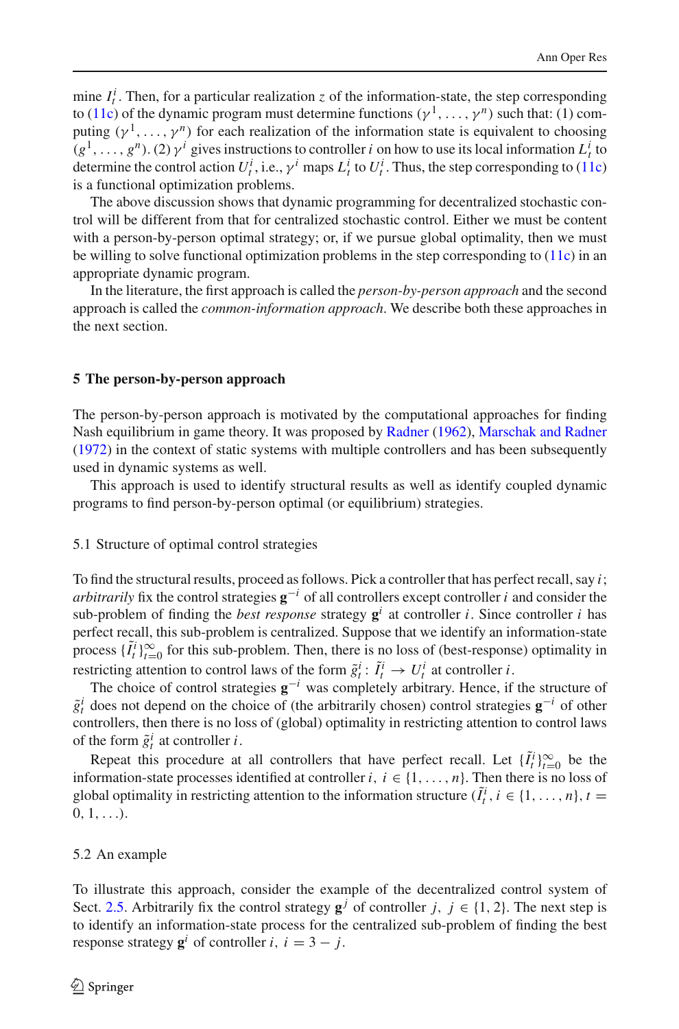mine $I_t^i$. Then, for a particular realization $z$ of the information-state, the step corresponding to (11c) of the dynamic program must determine functions $(\gamma^1, \ldots, \gamma^n)$ such that: (1) computing $(\gamma^1, \ldots, \gamma^n)$ for each realization of the information state is equivalent to choosing $(g^1, \ldots, g^n)$. (2) $\gamma^i$ gives instructions to controller $i$ on how to use its local information $L_t^i$ to determine the control action $U_t^i$, i.e., $\gamma^i$ maps $L_t^i$ to $U_t^i$. Thus, the step corresponding to (11c) is a functional optimization problems.

The above discussion shows that dynamic programming for decentralized stochastic control will be different from that for centralized stochastic control. Either we must be content with a person-by-person optimal strategy; or, if we pursue global optimality, then we must be willing to solve functional optimization problems in the step corresponding to (11c) in an appropriate dynamic program.

In the literature, the first approach is called the *person-by-person approach* and the second approach is called the *common-information approach*. We describe both these approaches in the next section.

## 5 The person-by-person approach

The person-by-person approach is motivated by the computational approaches for finding Nash equilibrium in game theory. It was proposed by Radner (1962), Marschak and Radner (1972) in the context of static systems with multiple controllers and has been subsequently used in dynamic systems as well.

This approach is used to identify structural results as well as identify coupled dynamic programs to find person-by-person optimal (or equilibrium) strategies.

### 5.1 Structure of optimal control strategies

To find the structural results, proceed as follows. Pick a controller that has perfect recall, say $i$; *arbitrarily* fix the control strategies $\mathbf{g}^{-i}$ of all controllers except controller $i$ and consider the sub-problem of finding the *best response* strategy $\mathbf{g}^i$ at controller $i$. Since controller $i$ has perfect recall, this sub-problem is centralized. Suppose that we identify an information-state process $\{\tilde{I}_t^i\}_{t=0}^{\infty}$ for this sub-problem. Then, there is no loss of (best-response) optimality in restricting attention to control laws of the form $\tilde{g}_t^i : \tilde{I}_t^i \to U_t^i$ at controller $i$.

The choice of control strategies $\mathbf{g}^{-i}$ was completely arbitrary. Hence, if the structure of $\tilde{g}_t^i$ does not depend on the choice of (the arbitrarily chosen) control strategies $\mathbf{g}^{-i}$ of other controllers, then there is no loss of (global) optimality in restricting attention to control laws of the form $\tilde{g}_t^i$ at controller $i$.

Repeat this procedure at all controllers that have perfect recall. Let $\{\tilde{I}_t^i\}_{t=0}^{\infty}$ be the information-state processes identified at controller $i$, $i \in \{1, \ldots, n\}$. Then there is no loss of global optimality in restricting attention to the information structure $(\tilde{I}_t^i, i \in \{1, \ldots, n\}, t = 0, 1, \ldots)$.

### 5.2 An example

To illustrate this approach, consider the example of the decentralized control system of Sect. 2.5. Arbitrarily fix the control strategy $\mathbf{g}^j$ of controller $j$, $j \in \{1, 2\}$. The next step is to identify an information-state process for the centralized sub-problem of finding the best response strategy $\mathbf{g}^i$ of controller $i$, $i = 3 - j$.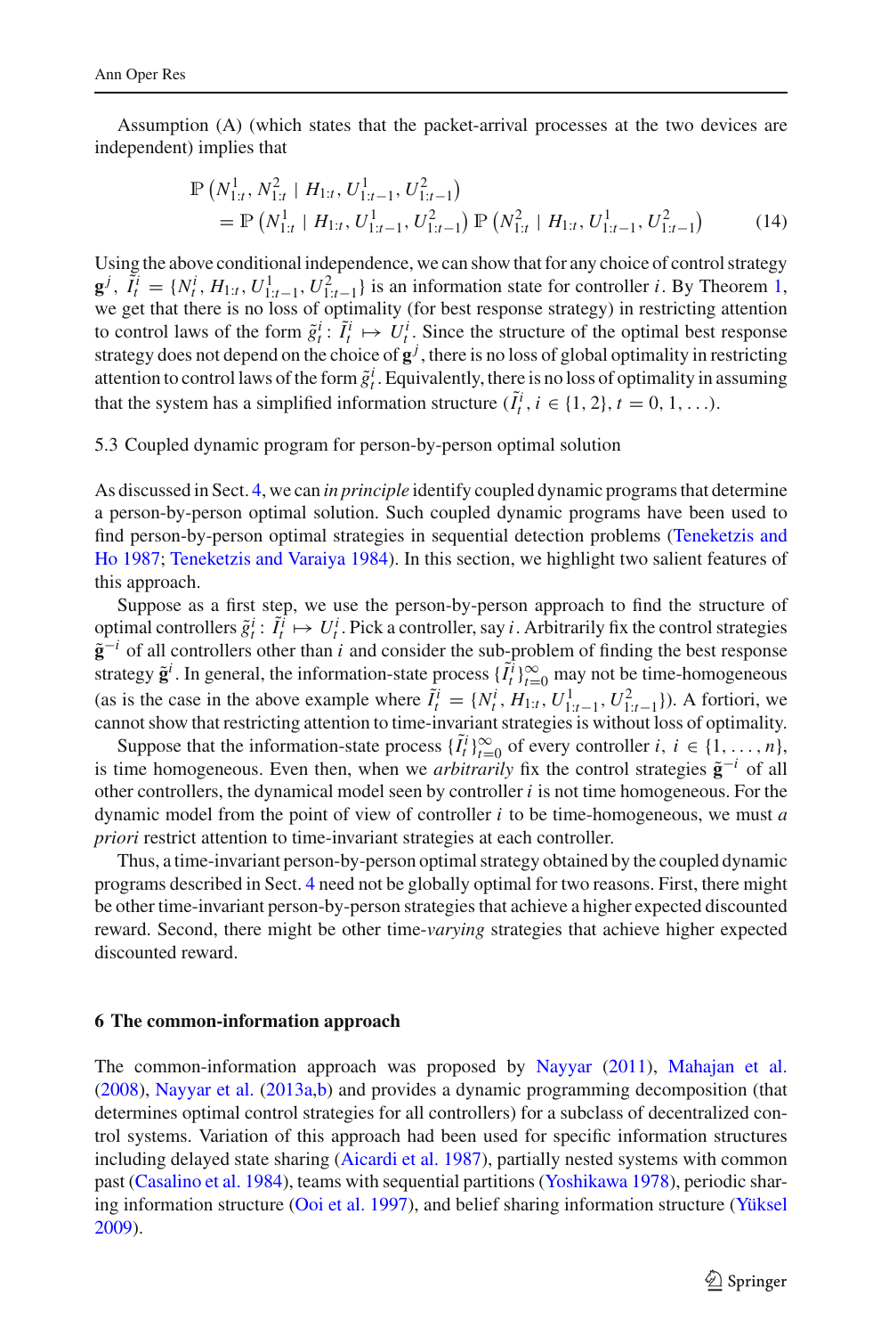Assumption (A) (which states that the packet-arrival processes at the two devices are independent) implies that

$$
\begin{aligned}
&\mathbb{P}\left(N^1_{1:t}, N^2_{1:t} \mid H_{1:t}, U^1_{1:t-1}, U^2_{1:t-1}\right) \\
&\quad = \mathbb{P}\left(N^1_{1:t} \mid H_{1:t}, U^1_{1:t-1}, U^2_{1:t-1}\right) \mathbb{P}\left(N^2_{1:t} \mid H_{1:t}, U^1_{1:t-1}, U^2_{1:t-1}\right) \qquad (14)
\end{aligned}
$$

Using the above conditional independence, we can show that for any choice of control strategy $\mathbf{g}^j$, $\tilde{I}^i_t = \{N^i_t, H_{1:t}, U^1_{1:t-1}, U^2_{1:t-1}\}$ is an information state for controller $i$. By Theorem 1, we get that there is no loss of optimality (for best response strategy) in restricting attention to control laws of the form $\tilde{g}^i_t : \tilde{I}^i_t \mapsto U^i_t$. Since the structure of the optimal best response strategy does not depend on the choice of $\mathbf{g}^j$, there is no loss of global optimality in restricting attention to control laws of the form $\tilde{g}^i_t$. Equivalently, there is no loss of optimality in assuming that the system has a simplified information structure $(\tilde{I}^i_t, i \in \{1, 2\}, t = 0, 1, \ldots)$.

### 5.3 Coupled dynamic program for person-by-person optimal solution

As discussed in Sect. 4, we can *in principle* identify coupled dynamic programs that determine a person-by-person optimal solution. Such coupled dynamic programs have been used to find person-by-person optimal strategies in sequential detection problems (Teneketzis and Ho 1987; Teneketzis and Varaiya 1984). In this section, we highlight two salient features of this approach.

Suppose as a first step, we use the person-by-person approach to find the structure of optimal controllers $\tilde{g}^i_t : \tilde{I}^i_t \mapsto U^i_t$. Pick a controller, say $i$. Arbitrarily fix the control strategies $\tilde{\mathbf{g}}^{-i}$ of all controllers other than $i$ and consider the sub-problem of finding the best response strategy $\tilde{\mathbf{g}}^i$. In general, the information-state process $\{\tilde{I}^i_t\}_{t=0}^{\infty}$ may not be time-homogeneous (as is the case in the above example where $\tilde{I}^i_t = \{N^i_t, H_{1:t}, U^1_{1:t-1}, U^2_{1:t-1}\}$). A fortiori, we cannot show that restricting attention to time-invariant strategies is without loss of optimality.

Suppose that the information-state process $\{\tilde{I}^i_t\}_{t=0}^{\infty}$ of every controller $i$, $i \in \{1, \ldots, n\}$, is time homogeneous. Even then, when we *arbitrarily* fix the control strategies $\tilde{\mathbf{g}}^{-i}$ of all other controllers, the dynamical model seen by controller $i$ is not time homogeneous. For the dynamic model from the point of view of controller $i$ to be time-homogeneous, we must *a priori* restrict attention to time-invariant strategies at each controller.

Thus, a time-invariant person-by-person optimal strategy obtained by the coupled dynamic programs described in Sect. 4 need not be globally optimal for two reasons. First, there might be other time-invariant person-by-person strategies that achieve a higher expected discounted reward. Second, there might be other time-*varying* strategies that achieve higher expected discounted reward.

## 6 The common-information approach

The common-information approach was proposed by Nayyar (2011), Mahajan et al. (2008), Nayyar et al. (2013a,b) and provides a dynamic programming decomposition (that determines optimal control strategies for all controllers) for a subclass of decentralized control systems. Variation of this approach had been used for specific information structures including delayed state sharing (Aicardi et al. 1987), partially nested systems with common past (Casalino et al. 1984), teams with sequential partitions (Yoshikawa 1978), periodic sharing information structure (Ooi et al. 1997), and belief sharing information structure (Yüksel 2009).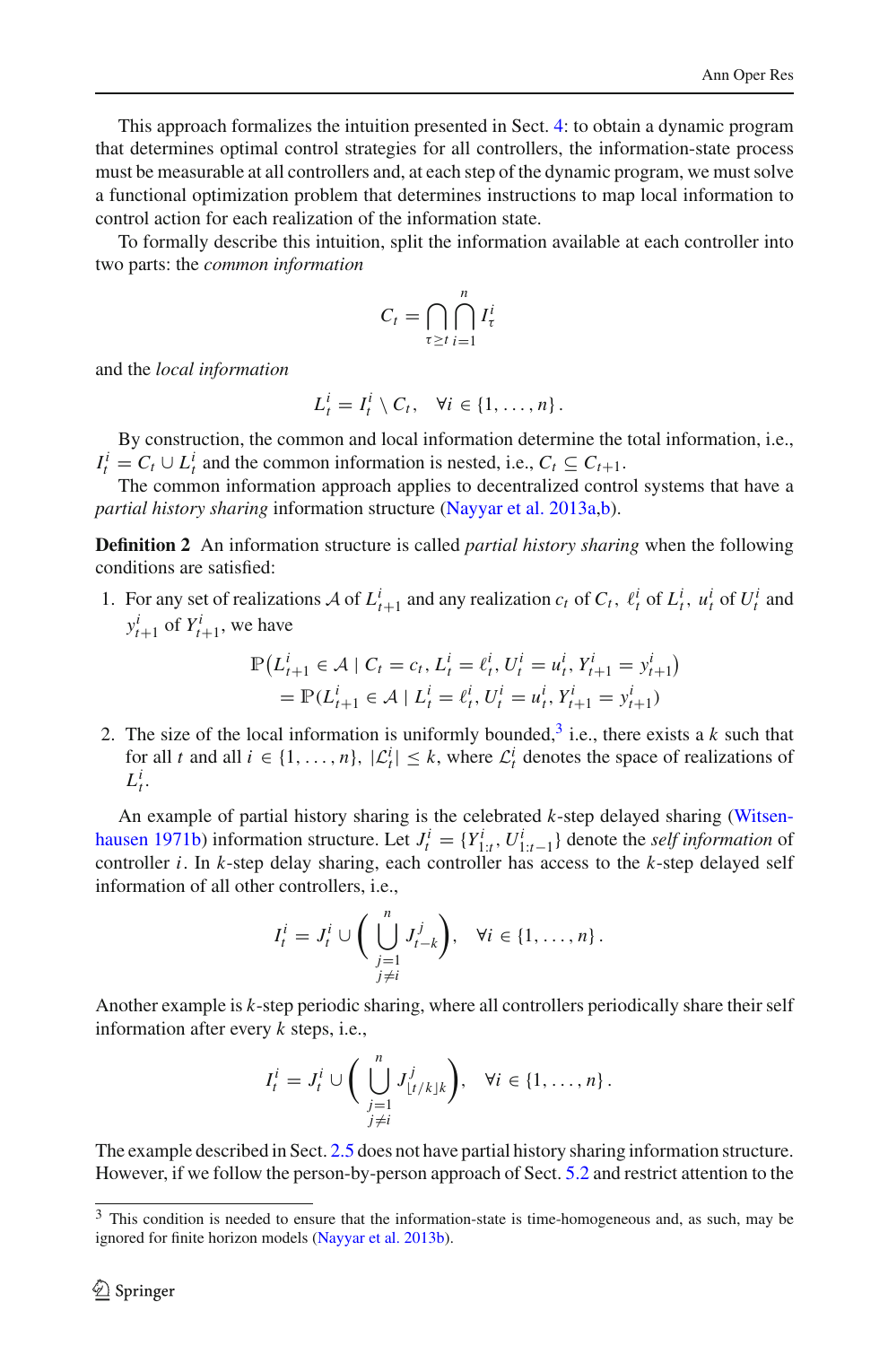This approach formalizes the intuition presented in Sect. 4: to obtain a dynamic program that determines optimal control strategies for all controllers, the information-state process must be measurable at all controllers and, at each step of the dynamic program, we must solve a functional optimization problem that determines instructions to map local information to control action for each realization of the information state.

To formally describe this intuition, split the information available at each controller into two parts: the *common information*

$$C_t = \bigcap_{\tau \geq t} \bigcap_{i=1}^{n} I_\tau^i$$

and the *local information*

$$L_t^i = I_t^i \setminus C_t, \quad \forall i \in \{1, \dots, n\}.$$

By construction, the common and local information determine the total information, i.e., $I_t^i = C_t \cup L_t^i$ and the common information is nested, i.e., $C_t \subseteq C_{t+1}$.

The common information approach applies to decentralized control systems that have a *partial history sharing* information structure (Nayyar et al. 2013a,b).

**Definition 2** An information structure is called *partial history sharing* when the following conditions are satisfied:

1. For any set of realizations $\mathcal{A}$ of $L_{t+1}^i$ and any realization $c_t$ of $C_t$, $\ell_t^i$ of $L_t^i$, $u_t^i$ of $U_t^i$ and $y_{t+1}^i$ of $Y_{t+1}^i$, we have

$$\begin{aligned}\mathbb{P}\big(L_{t+1}^i \in \mathcal{A} \mid C_t = c_t, L_t^i = \ell_t^i, U_t^i = u_t^i, Y_{t+1}^i = y_{t+1}^i\big) \\ = \mathbb{P}(L_{t+1}^i \in \mathcal{A} \mid L_t^i = \ell_t^i, U_t^i = u_t^i, Y_{t+1}^i = y_{t+1}^i)\end{aligned}$$

2. The size of the local information is uniformly bounded,[3] i.e., there exists a $k$ such that for all $t$ and all $i \in \{1, \dots, n\}$, $|\mathcal{L}_t^i| \leq k$, where $\mathcal{L}_t^i$ denotes the space of realizations of $L_t^i$.

An example of partial history sharing is the celebrated $k$-step delayed sharing (Witsenhausen 1971b) information structure. Let $J_t^i = \{Y_{1:t}^i, U_{1:t-1}^i\}$ denote the *self information* of controller $i$. In $k$-step delay sharing, each controller has access to the $k$-step delayed self information of all other controllers, i.e.,

$$I_t^i = J_t^i \cup \Bigg( \bigcup_{\substack{j=1 \\ j \neq i}}^{n} J_{t-k}^j \Bigg), \quad \forall i \in \{1, \dots, n\}.$$

Another example is $k$-step periodic sharing, where all controllers periodically share their self information after every $k$ steps, i.e.,

$$I_t^i = J_t^i \cup \Bigg( \bigcup_{\substack{j=1 \\ j \neq i}}^{n} J_{\lfloor t/k \rfloor k}^j \Bigg), \quad \forall i \in \{1, \dots, n\}.$$

The example described in Sect. 2.5 does not have partial history sharing information structure. However, if we follow the person-by-person approach of Sect. 5.2 and restrict attention to the

[3] This condition is needed to ensure that the information-state is time-homogeneous and, as such, may be ignored for finite horizon models (Nayyar et al. 2013b).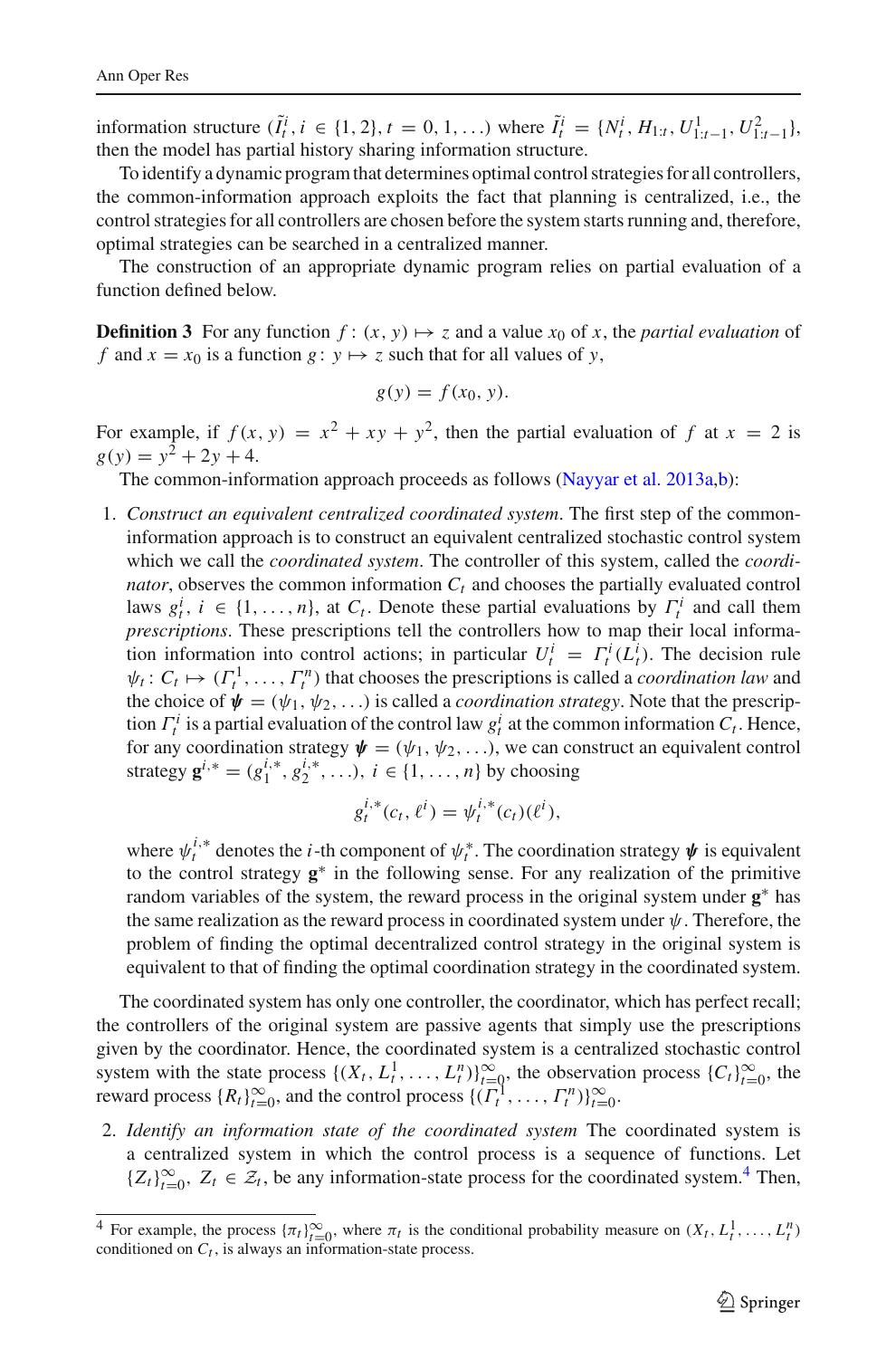information structure $(\tilde{I}_t^i, i \in \{1, 2\}, t = 0, 1, \ldots)$ where $\tilde{I}_t^i = \{N_t^i, H_{1:t}, U_{1:t-1}^1, U_{1:t-1}^2\}$, then the model has partial history sharing information structure.

To identify a dynamic program that determines optimal control strategies for all controllers, the common-information approach exploits the fact that planning is centralized, i.e., the control strategies for all controllers are chosen before the system starts running and, therefore, optimal strategies can be searched in a centralized manner.

The construction of an appropriate dynamic program relies on partial evaluation of a function defined below.

**Definition 3** For any function $f : (x, y) \mapsto z$ and a value $x_0$ of $x$, the *partial evaluation* of $f$ and $x = x_0$ is a function $g : y \mapsto z$ such that for all values of $y$,

$$g(y) = f(x_0, y).$$

For example, if $f(x, y) = x^2 + xy + y^2$, then the partial evaluation of $f$ at $x = 2$ is $g(y) = y^2 + 2y + 4$.

The common-information approach proceeds as follows (Nayyar et al. 2013a,b):

1. *Construct an equivalent centralized coordinated system*. The first step of the common-information approach is to construct an equivalent centralized stochastic control system which we call the *coordinated system*. The controller of this system, called the *coordinator*, observes the common information $C_t$ and chooses the partially evaluated control laws $g_t^i$, $i \in \{1, \ldots, n\}$, at $C_t$. Denote these partial evaluations by $\Gamma_t^i$ and call them *prescriptions*. These prescriptions tell the controllers how to map their local information information into control actions; in particular $U_t^i = \Gamma_t^i(L_t^i)$. The decision rule $\psi_t : C_t \mapsto (\Gamma_t^1, \ldots, \Gamma_t^n)$ that chooses the prescriptions is called a *coordination law* and the choice of $\boldsymbol{\psi} = (\psi_1, \psi_2, \ldots)$ is called a *coordination strategy*. Note that the prescription $\Gamma_t^i$ is a partial evaluation of the control law $g_t^i$ at the common information $C_t$. Hence, for any coordination strategy $\boldsymbol{\psi} = (\psi_1, \psi_2, \ldots)$, we can construct an equivalent control strategy $\mathbf{g}^{i,*} = (g_1^{i,*}, g_2^{i,*}, \ldots)$, $i \in \{1, \ldots, n\}$ by choosing

$$g_t^{i,*}(c_t, \ell^i) = \psi_t^{i,*}(c_t)(\ell^i),$$

where $\psi_t^{i,*}$ denotes the $i$-th component of $\psi_t^*$. The coordination strategy $\boldsymbol{\psi}$ is equivalent to the control strategy $\mathbf{g}^*$ in the following sense. For any realization of the primitive random variables of the system, the reward process in the original system under $\mathbf{g}^*$ has the same realization as the reward process in coordinated system under $\psi$. Therefore, the problem of finding the optimal decentralized control strategy in the original system is equivalent to that of finding the optimal coordination strategy in the coordinated system.

The coordinated system has only one controller, the coordinator, which has perfect recall; the controllers of the original system are passive agents that simply use the prescriptions given by the coordinator. Hence, the coordinated system is a centralized stochastic control system with the state process $\{(X_t, L_t^1, \ldots, L_t^n)\}_{t=0}^{\infty}$, the observation process $\{C_t\}_{t=0}^{\infty}$, the reward process $\{R_t\}_{t=0}^{\infty}$, and the control process $\{(\Gamma_t^1, \ldots, \Gamma_t^n)\}_{t=0}^{\infty}$.

2. *Identify an information state of the coordinated system* The coordinated system is a centralized system in which the control process is a sequence of functions. Let $\{Z_t\}_{t=0}^{\infty}$, $Z_t \in \mathcal{Z}_t$, be any information-state process for the coordinated system.[4] Then,

[4] For example, the process $\{\pi_t\}_{t=0}^{\infty}$, where $\pi_t$ is the conditional probability measure on $(X_t, L_t^1, \ldots, L_t^n)$ conditioned on $C_t$, is always an information-state process.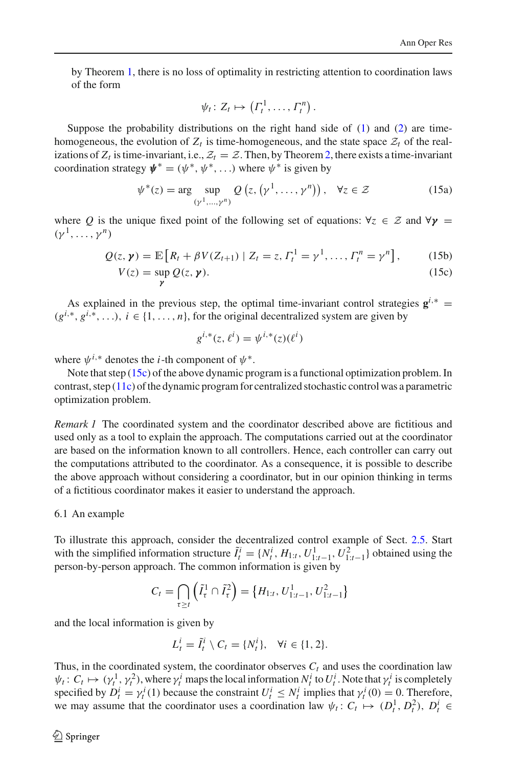by Theorem 1, there is no loss of optimality in restricting attention to coordination laws of the form

$$\psi_t \colon Z_t \mapsto \left(\Gamma_t^1, \ldots, \Gamma_t^n\right).$$

Suppose the probability distributions on the right hand side of (1) and (2) are time-homogeneous, the evolution of $Z_t$ is time-homogeneous, and the state space $\mathcal{Z}_t$ of the realizations of $Z_t$ is time-invariant, i.e., $\mathcal{Z}_t = \mathcal{Z}$. Then, by Theorem 2, there exists a time-invariant coordination strategy $\boldsymbol{\psi}^* = (\psi^*, \psi^*, \ldots)$ where $\psi^*$ is given by

$$\psi^*(z) = \arg \sup_{(\gamma^1, \ldots, \gamma^n)} Q\left(z, \left(\gamma^1, \ldots, \gamma^n\right)\right), \quad \forall z \in \mathcal{Z} \tag{15a}$$

where $Q$ is the unique fixed point of the following set of equations: $\forall z \in \mathcal{Z}$ and $\forall \boldsymbol{\gamma} = (\gamma^1, \ldots, \gamma^n)$

$$Q(z, \boldsymbol{\gamma}) = \mathbb{E}\left[R_t + \beta V(Z_{t+1}) \mid Z_t = z, \Gamma_t^1 = \gamma^1, \ldots, \Gamma_t^n = \gamma^n\right], \tag{15b}$$

$$V(z) = \sup_{\boldsymbol{\gamma}} Q(z, \boldsymbol{\gamma}). \tag{15c}$$

As explained in the previous step, the optimal time-invariant control strategies $\mathbf{g}^{i,*} = (g^{i,*}, g^{i,*}, \ldots)$, $i \in \{1, \ldots, n\}$, for the original decentralized system are given by

$$g^{i,*}(z, \ell^i) = \psi^{i,*}(z)(\ell^i)$$

where $\psi^{i,*}$ denotes the $i$-th component of $\psi^*$.

Note that step (15c) of the above dynamic program is a functional optimization problem. In contrast, step (11c) of the dynamic program for centralized stochastic control was a parametric optimization problem.

*Remark 1* The coordinated system and the coordinator described above are fictitious and used only as a tool to explain the approach. The computations carried out at the coordinator are based on the information known to all controllers. Hence, each controller can carry out the computations attributed to the coordinator. As a consequence, it is possible to describe the above approach without considering a coordinator, but in our opinion thinking in terms of a fictitious coordinator makes it easier to understand the approach.

### 6.1 An example

To illustrate this approach, consider the decentralized control example of Sect. 2.5. Start with the simplified information structure $\tilde{I}_t^i = \{N_t^i, H_{1:t}, U_{1:t-1}^1, U_{1:t-1}^2\}$ obtained using the person-by-person approach. The common information is given by

$$C_t = \bigcap_{\tau \geq t} \left(\tilde{I}_\tau^1 \cap \tilde{I}_\tau^2\right) = \left\{H_{1:t}, U_{1:t-1}^1, U_{1:t-1}^2\right\}$$

and the local information is given by

$$L_t^i = \tilde{I}_t^i \setminus C_t = \{N_t^i\}, \quad \forall i \in \{1, 2\}.$$

Thus, in the coordinated system, the coordinator observes $C_t$ and uses the coordination law $\psi_t \colon C_t \mapsto (\gamma_t^1, \gamma_t^2)$, where $\gamma_t^i$ maps the local information $N_t^i$ to $U_t^i$. Note that $\gamma_t^i$ is completely specified by $D_t^i = \gamma_t^i(1)$ because the constraint $U_t^i \leq N_t^i$ implies that $\gamma_t^i(0) = 0$. Therefore, we may assume that the coordinator uses a coordination law $\psi_t \colon C_t \mapsto (D_t^1, D_t^2)$, $D_t^i \in$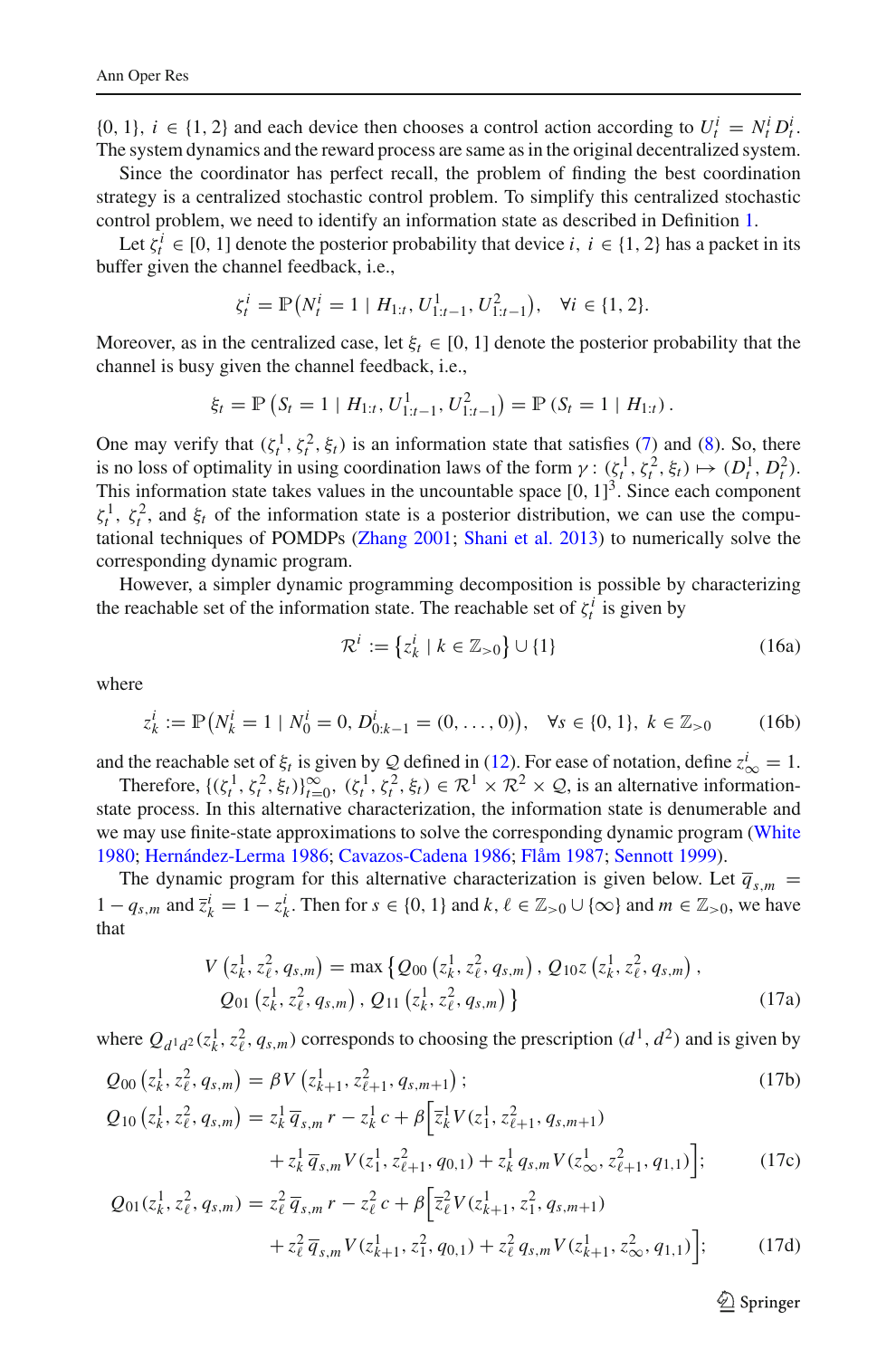$\{0, 1\}$, $i \in \{1, 2\}$ and each device then chooses a control action according to $U_t^i = N_t^i D_t^i$. The system dynamics and the reward process are same as in the original decentralized system.

Since the coordinator has perfect recall, the problem of finding the best coordination strategy is a centralized stochastic control problem. To simplify this centralized stochastic control problem, we need to identify an information state as described in Definition 1.

Let $\zeta_t^i \in [0, 1]$ denote the posterior probability that device $i$, $i \in \{1, 2\}$ has a packet in its buffer given the channel feedback, i.e.,

$$\zeta_t^i = \mathbb{P}\big(N_t^i = 1 \mid H_{1:t}, U_{1:t-1}^1, U_{1:t-1}^2\big), \quad \forall i \in \{1, 2\}.$$

Moreover, as in the centralized case, let $\xi_t \in [0, 1]$ denote the posterior probability that the channel is busy given the channel feedback, i.e.,

$$\xi_t = \mathbb{P}\left(S_t = 1 \mid H_{1:t}, U_{1:t-1}^1, U_{1:t-1}^2\right) = \mathbb{P}\left(S_t = 1 \mid H_{1:t}\right).$$

One may verify that $(\zeta_t^1, \zeta_t^2, \xi_t)$ is an information state that satisfies (7) and (8). So, there is no loss of optimality in using coordination laws of the form $\gamma : (\zeta_t^1, \zeta_t^2, \xi_t) \mapsto (D_t^1, D_t^2)$. This information state takes values in the uncountable space $[0, 1]^3$. Since each component $\zeta_t^1$, $\zeta_t^2$, and $\xi_t$ of the information state is a posterior distribution, we can use the computational techniques of POMDPs (Zhang 2001; Shani et al. 2013) to numerically solve the corresponding dynamic program.

However, a simpler dynamic programming decomposition is possible by characterizing the reachable set of the information state. The reachable set of $\zeta_t^i$ is given by

$$\mathcal{R}^i := \left\{z_k^i \mid k \in \mathbb{Z}_{>0}\right\} \cup \{1\} \tag{16a}$$

where

$$z_k^i := \mathbb{P}\big(N_k^i = 1 \mid N_0^i = 0, D_{0:k-1}^i = (0, \ldots, 0)\big), \quad \forall s \in \{0, 1\},\ k \in \mathbb{Z}_{>0} \tag{16b}$$

and the reachable set of $\xi_t$ is given by $\mathcal{Q}$ defined in (12). For ease of notation, define $z_\infty^i = 1$.

Therefore, $\{(\zeta_t^1, \zeta_t^2, \xi_t)\}_{t=0}^{\infty}$, $(\zeta_t^1, \zeta_t^2, \xi_t) \in \mathcal{R}^1 \times \mathcal{R}^2 \times \mathcal{Q}$, is an alternative information-state process. In this alternative characterization, the information state is denumerable and we may use finite-state approximations to solve the corresponding dynamic program (White 1980; Hernández-Lerma 1986; Cavazos-Cadena 1986; Flåm 1987; Sennott 1999).

The dynamic program for this alternative characterization is given below. Let $\overline{q}_{s,m} = 1 - q_{s,m}$ and $\overline{z}_k^i = 1 - z_k^i$. Then for $s \in \{0, 1\}$ and $k, \ell \in \mathbb{Z}_{>0} \cup \{\infty\}$ and $m \in \mathbb{Z}_{>0}$, we have that

$$\begin{aligned} V\left(z_k^1, z_\ell^2, q_{s,m}\right) = \max\big\{&Q_{00}\left(z_k^1, z_\ell^2, q_{s,m}\right), Q_{10}z\left(z_k^1, z_\ell^2, q_{s,m}\right), \\ &Q_{01}\left(z_k^1, z_\ell^2, q_{s,m}\right), Q_{11}\left(z_k^1, z_\ell^2, q_{s,m}\right)\big\} \end{aligned} \tag{17a}$$

where $Q_{d^1 d^2}(z_k^1, z_\ell^2, q_{s,m})$ corresponds to choosing the prescription $(d^1, d^2)$ and is given by

$$Q_{00}\left(z_k^1, z_\ell^2, q_{s,m}\right) = \beta V\left(z_{k+1}^1, z_{\ell+1}^2, q_{s,m+1}\right); \tag{17b}$$

$$\begin{aligned} Q_{10}\left(z_k^1, z_\ell^2, q_{s,m}\right) = z_k^1\, \overline{q}_{s,m}\, r - z_k^1\, c + \beta\Big[&\overline{z}_k^1\, V(z_1^1, z_{\ell+1}^2, q_{s,m+1}) \\ &+ z_k^1\, \overline{q}_{s,m}\, V(z_1^1, z_{\ell+1}^2, q_{0,1}) + z_k^1\, q_{s,m}\, V(z_\infty^1, z_{\ell+1}^2, q_{1,1})\Big]; \end{aligned} \tag{17c}$$

$$\begin{aligned} Q_{01}\left(z_k^1, z_\ell^2, q_{s,m}\right) = z_\ell^2\, \overline{q}_{s,m}\, r - z_\ell^2\, c + \beta\Big[&\overline{z}_\ell^2\, V(z_{k+1}^1, z_1^2, q_{s,m+1}) \\ &+ z_\ell^2\, \overline{q}_{s,m}\, V(z_{k+1}^1, z_1^2, q_{0,1}) + z_\ell^2\, q_{s,m}\, V(z_{k+1}^1, z_\infty^2, q_{1,1})\Big]; \end{aligned} \tag{17d}$$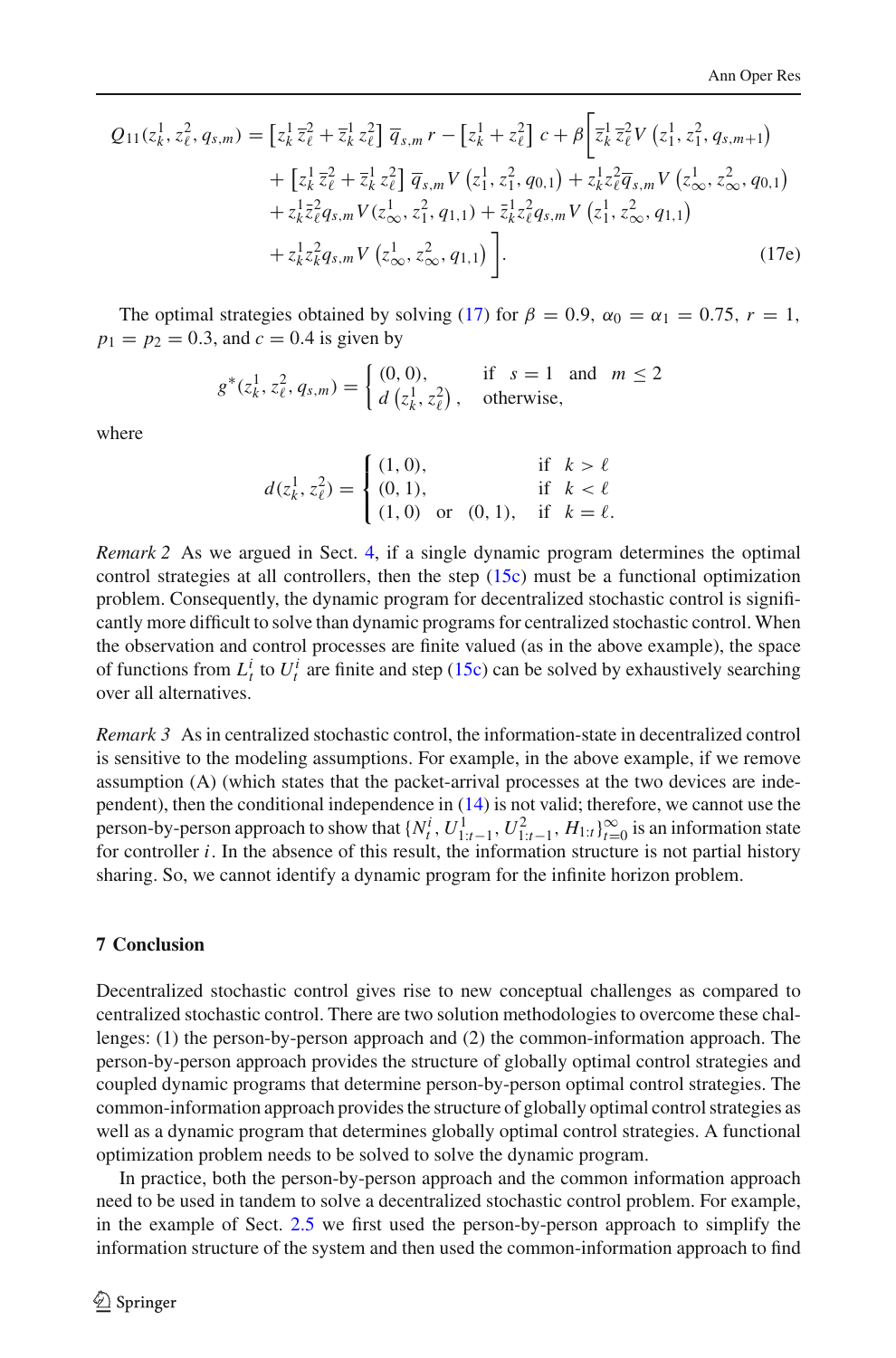$$
\begin{aligned}
Q_{11}(z_k^1, z_\ell^2, q_{s,m}) = &\left[z_k^1\, \overline{z}_\ell^2 + \overline{z}_k^1\, z_\ell^2\right] \overline{q}_{s,m}\, r - \left[z_k^1 + z_\ell^2\right] c + \beta \Bigg[ \overline{z}_k^1\, \overline{z}_\ell^2 V\left(z_1^1, z_1^2, q_{s,m+1}\right) \\
&+ \left[z_k^1\, \overline{z}_\ell^2 + \overline{z}_k^1\, z_\ell^2\right] \overline{q}_{s,m} V\left(z_1^1, z_1^2, q_{0,1}\right) + z_k^1 z_\ell^2 \overline{q}_{s,m} V\left(z_\infty^1, z_\infty^2, q_{0,1}\right) \\
&+ z_k^1 \overline{z}_\ell^2 q_{s,m} V(z_\infty^1, z_1^2, q_{1,1}) + \overline{z}_k^1 z_\ell^2 q_{s,m} V\left(z_1^1, z_\infty^2, q_{1,1}\right) \\
&+ z_k^1 z_k^2 q_{s,m} V\left(z_\infty^1, z_\infty^2, q_{1,1}\right) \Bigg].
\end{aligned} \tag{17e}
$$

The optimal strategies obtained by solving (17) for $\beta = 0.9$, $\alpha_0 = \alpha_1 = 0.75$, $r = 1$, $p_1 = p_2 = 0.3$, and $c = 0.4$ is given by

$$
g^*(z_k^1, z_\ell^2, q_{s,m}) = \begin{cases} (0,0), & \text{if} \quad s = 1 \quad \text{and} \quad m \le 2 \\ d\left(z_k^1, z_\ell^2\right), & \text{otherwise,} \end{cases}
$$

where

$$
d(z_k^1, z_\ell^2) = \begin{cases} (1,0), & \text{if} \quad k > \ell \\ (0,1), & \text{if} \quad k < \ell \\ (1,0) \quad \text{or} \quad (0,1), & \text{if} \quad k = \ell. \end{cases}
$$

*Remark 2* As we argued in Sect. 4, if a single dynamic program determines the optimal control strategies at all controllers, then the step (15c) must be a functional optimization problem. Consequently, the dynamic program for decentralized stochastic control is significantly more difficult to solve than dynamic programs for centralized stochastic control. When the observation and control processes are finite valued (as in the above example), the space of functions from $L_t^i$ to $U_t^i$ are finite and step (15c) can be solved by exhaustively searching over all alternatives.

*Remark 3* As in centralized stochastic control, the information-state in decentralized control is sensitive to the modeling assumptions. For example, in the above example, if we remove assumption (A) (which states that the packet-arrival processes at the two devices are independent), then the conditional independence in (14) is not valid; therefore, we cannot use the person-by-person approach to show that $\{N_t^i, U_{1:t-1}^1, U_{1:t-1}^2, H_{1:t}\}_{t=0}^{\infty}$ is an information state for controller $i$. In the absence of this result, the information structure is not partial history sharing. So, we cannot identify a dynamic program for the infinite horizon problem.

## 7 Conclusion

Decentralized stochastic control gives rise to new conceptual challenges as compared to centralized stochastic control. There are two solution methodologies to overcome these challenges: (1) the person-by-person approach and (2) the common-information approach. The person-by-person approach provides the structure of globally optimal control strategies and coupled dynamic programs that determine person-by-person optimal control strategies. The common-information approach provides the structure of globally optimal control strategies as well as a dynamic program that determines globally optimal control strategies. A functional optimization problem needs to be solved to solve the dynamic program.

In practice, both the person-by-person approach and the common information approach need to be used in tandem to solve a decentralized stochastic control problem. For example, in the example of Sect. 2.5 we first used the person-by-person approach to simplify the information structure of the system and then used the common-information approach to find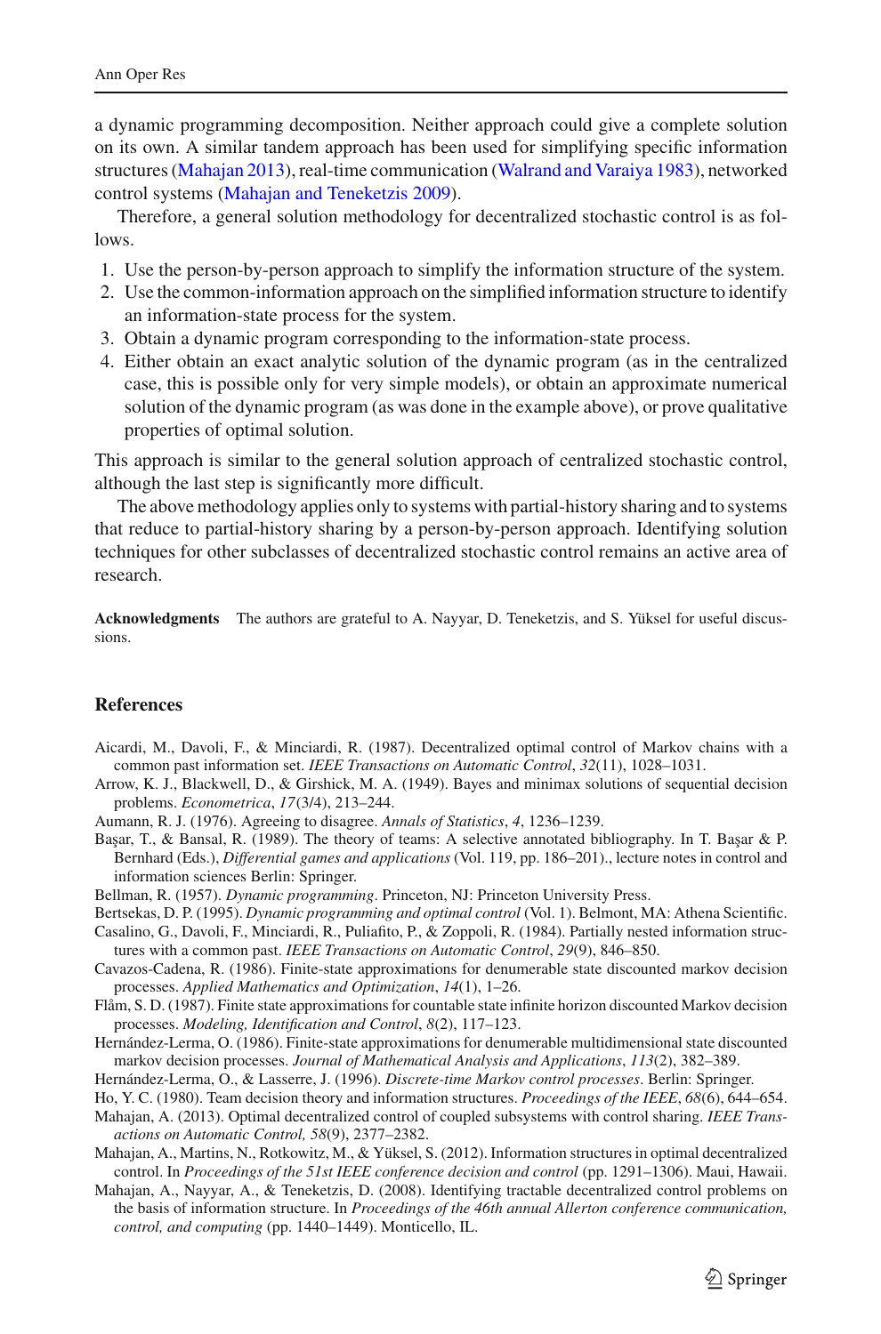a dynamic programming decomposition. Neither approach could give a complete solution on its own. A similar tandem approach has been used for simplifying specific information structures (Mahajan 2013), real-time communication (Walrand and Varaiya 1983), networked control systems (Mahajan and Teneketzis 2009).

Therefore, a general solution methodology for decentralized stochastic control is as follows.

1. Use the person-by-person approach to simplify the information structure of the system.
2. Use the common-information approach on the simplified information structure to identify an information-state process for the system.
3. Obtain a dynamic program corresponding to the information-state process.
4. Either obtain an exact analytic solution of the dynamic program (as in the centralized case, this is possible only for very simple models), or obtain an approximate numerical solution of the dynamic program (as was done in the example above), or prove qualitative properties of optimal solution.

This approach is similar to the general solution approach of centralized stochastic control, although the last step is significantly more difficult.

The above methodology applies only to systems with partial-history sharing and to systems that reduce to partial-history sharing by a person-by-person approach. Identifying solution techniques for other subclasses of decentralized stochastic control remains an active area of research.

**Acknowledgments** The authors are grateful to A. Nayyar, D. Teneketzis, and S. Yüksel for useful discussions.

## References

Aicardi, M., Davoli, F., & Minciardi, R. (1987). Decentralized optimal control of Markov chains with a common past information set. *IEEE Transactions on Automatic Control*, *32*(11), 1028–1031.

Arrow, K. J., Blackwell, D., & Girshick, M. A. (1949). Bayes and minimax solutions of sequential decision problems. *Econometrica*, *17*(3/4), 213–244.

Aumann, R. J. (1976). Agreeing to disagree. *Annals of Statistics*, *4*, 4, 1236–1239.

Başar, T., & Bansal, R. (1989). The theory of teams: A selective annotated bibliography. In T. Başar & P. Bernhard (Eds.), *Differential games and applications* (Vol. 119, pp. 186–201)., lecture notes in control and information sciences Berlin: Springer.

Bellman, R. (1957). *Dynamic programming*. Princeton, NJ: Princeton University Press.

Bertsekas, D. P. (1995). *Dynamic programming and optimal control* (Vol. 1). Belmont, MA: Athena Scientific.

Casalino, G., Davoli, F., Minciardi, R., Puliafito, P., & Zoppoli, R. (1984). Partially nested information structures with a common past. *IEEE Transactions on Automatic Control*, *29*(9), 846–850.

Cavazos-Cadena, R. (1986). Finite-state approximations for denumerable state discounted markov decision processes. *Applied Mathematics and Optimization*, *14*(1), 1–26.

Flåm, S. D. (1987). Finite state approximations for countable state infinite horizon discounted Markov decision processes. *Modeling, Identification and Control*, *8*(2), 117–123.

Hernández-Lerma, O. (1986). Finite-state approximations for denumerable multidimensional state discounted markov decision processes. *Journal of Mathematical Analysis and Applications*, *113*(2), 382–389.

Hernández-Lerma, O., & Lasserre, J. (1996). *Discrete-time Markov control processes*. Berlin: Springer.

Ho, Y. C. (1980). Team decision theory and information structures. *Proceedings of the IEEE*, *68*(6), 644–654.

Mahajan, A. (2013). Optimal decentralized control of coupled subsystems with control sharing. *IEEE Transactions on Automatic Control, 58*(9), 2377–2382.

Mahajan, A., Martins, N., Rotkowitz, M., & Yüksel, S. (2012). Information structures in optimal decentralized control. In *Proceedings of the 51st IEEE conference decision and control* (pp. 1291–1306). Maui, Hawaii.

Mahajan, A., Nayyar, A., & Teneketzis, D. (2008). Identifying tractable decentralized control problems on the basis of information structure. In *Proceedings of the 46th annual Allerton conference communication, control, and computing* (pp. 1440–1449). Monticello, IL.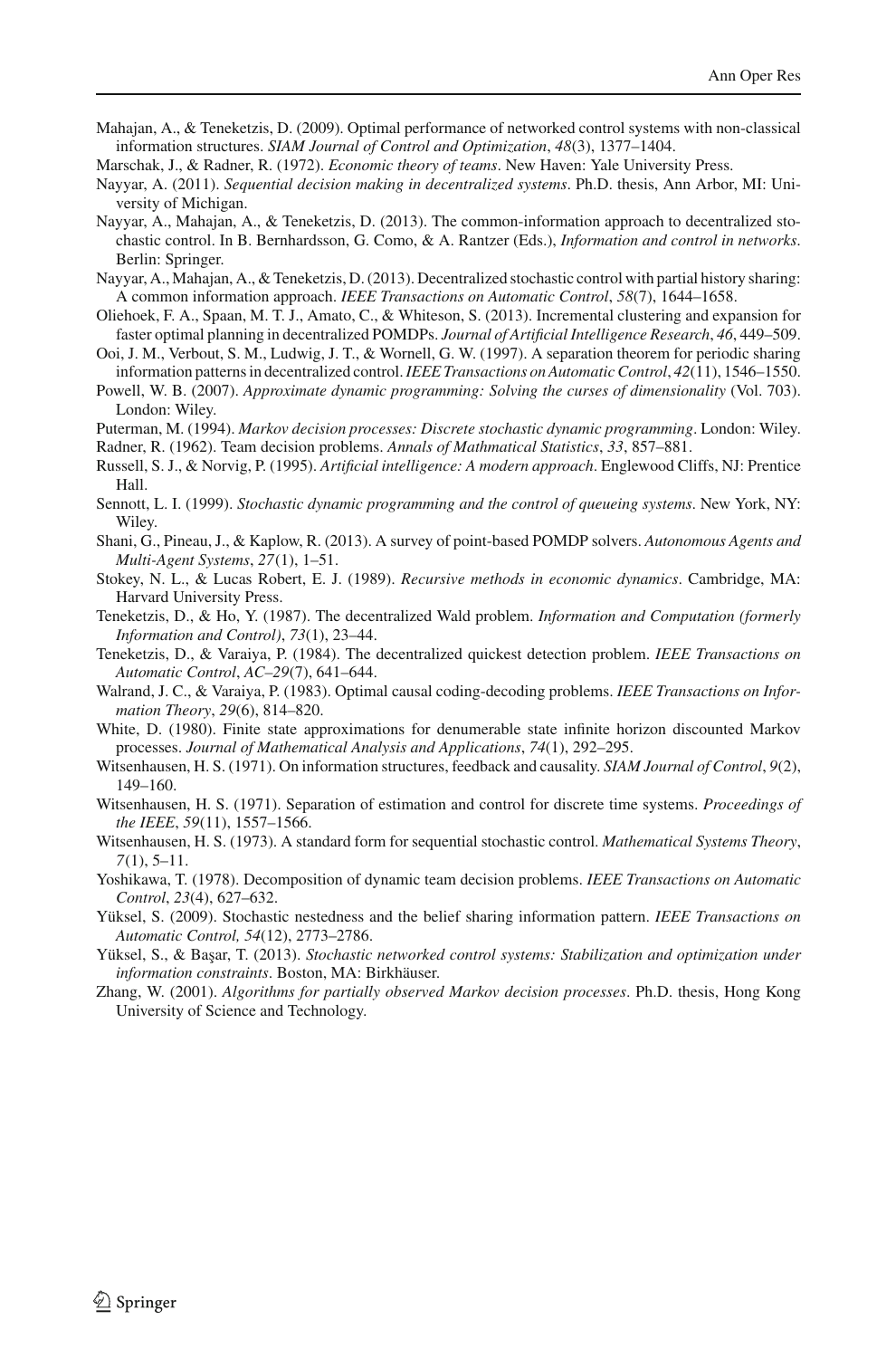Mahajan, A., & Teneketzis, D. (2009). Optimal performance of networked control systems with non-classical information structures. *SIAM Journal of Control and Optimization*, *48*(3), 1377–1404.

Marschak, J., & Radner, R. (1972). *Economic theory of teams*. New Haven: Yale University Press.

Nayyar, A. (2011). *Sequential decision making in decentralized systems*. Ph.D. thesis, Ann Arbor, MI: University of Michigan.

Nayyar, A., Mahajan, A., & Teneketzis, D. (2013). The common-information approach to decentralized stochastic control. In B. Bernhardsson, G. Como, & A. Rantzer (Eds.), *Information and control in networks*. Berlin: Springer.

Nayyar, A., Mahajan, A., & Teneketzis, D. (2013). Decentralized stochastic control with partial history sharing: A common information approach. *IEEE Transactions on Automatic Control*, *58*(7), 1644–1658.

Oliehoek, F. A., Spaan, M. T. J., Amato, C., & Whiteson, S. (2013). Incremental clustering and expansion for faster optimal planning in decentralized POMDPs. *Journal of Artificial Intelligence Research*, *46*, 449–509.

Ooi, J. M., Verbout, S. M., Ludwig, J. T., & Wornell, G. W. (1997). A separation theorem for periodic sharing information patterns in decentralized control. *IEEE Transactions on Automatic Control*, *42*(11), 1546–1550.

Powell, W. B. (2007). *Approximate dynamic programming: Solving the curses of dimensionality* (Vol. 703). London: Wiley.

Puterman, M. (1994). *Markov decision processes: Discrete stochastic dynamic programming*. London: Wiley.

Radner, R. (1962). Team decision problems. *Annals of Mathmatical Statistics*, *33*, 857–881.

Russell, S. J., & Norvig, P. (1995). *Artificial intelligence: A modern approach*. Englewood Cliffs, NJ: Prentice Hall.

Sennott, L. I. (1999). *Stochastic dynamic programming and the control of queueing systems*. New York, NY: Wiley.

Shani, G., Pineau, J., & Kaplow, R. (2013). A survey of point-based POMDP solvers. *Autonomous Agents and Multi-Agent Systems*, *27*(1), 1–51.

Stokey, N. L., & Lucas Robert, E. J. (1989). *Recursive methods in economic dynamics*. Cambridge, MA: Harvard University Press.

Teneketzis, D., & Ho, Y. (1987). The decentralized Wald problem. *Information and Computation (formerly Information and Control)*, *73*(1), 23–44.

Teneketzis, D., & Varaiya, P. (1984). The decentralized quickest detection problem. *IEEE Transactions on Automatic Control*, *AC–29*(7), 641–644.

Walrand, J. C., & Varaiya, P. (1983). Optimal causal coding-decoding problems. *IEEE Transactions on Information Theory*, *29*(6), 814–820.

White, D. (1980). Finite state approximations for denumerable state infinite horizon discounted Markov processes. *Journal of Mathematical Analysis and Applications*, *74*(1), 292–295.

Witsenhausen, H. S. (1971). On information structures, feedback and causality. *SIAM Journal of Control*, *9*(2), 149–160.

Witsenhausen, H. S. (1971). Separation of estimation and control for discrete time systems. *Proceedings of the IEEE*, *59*(11), 1557–1566.

Witsenhausen, H. S. (1973). A standard form for sequential stochastic control. *Mathematical Systems Theory*, *7*(1), 5–11.

Yoshikawa, T. (1978). Decomposition of dynamic team decision problems. *IEEE Transactions on Automatic Control*, *23*(4), 627–632.

Yüksel, S. (2009). Stochastic nestedness and the belief sharing information pattern. *IEEE Transactions on Automatic Control, 54*(12), 2773–2786.

Yüksel, S., & Başar, T. (2013). *Stochastic networked control systems: Stabilization and optimization under information constraints*. Boston, MA: Birkhäuser.

Zhang, W. (2001). *Algorithms for partially observed Markov decision processes*. Ph.D. thesis, Hong Kong University of Science and Technology.